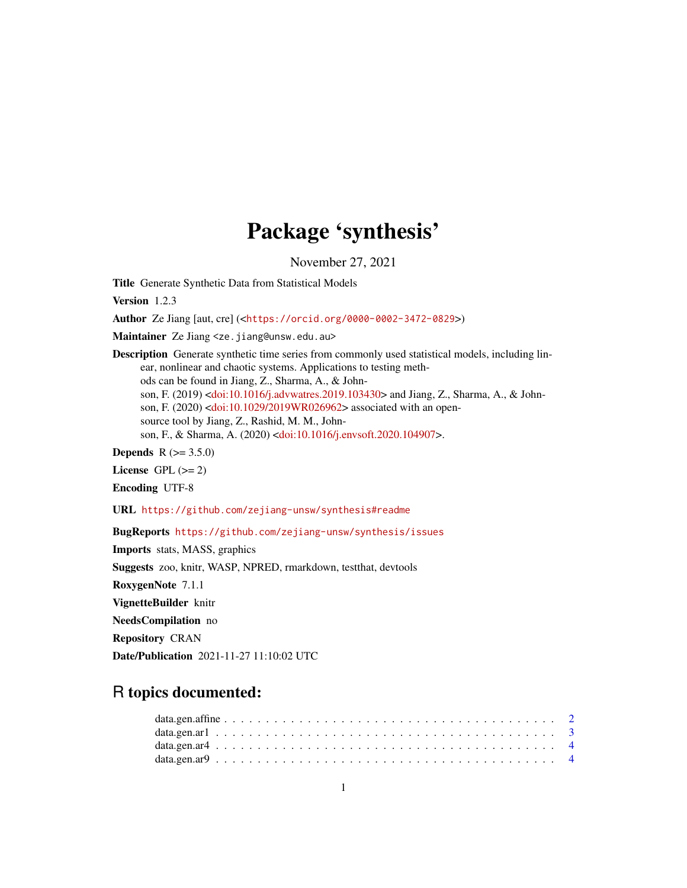# Package 'synthesis'

November 27, 2021

**Title** Generate Synthetic Data from Statistical Models

**Version** 1.2.3

**Author** Ze Jiang [aut, cre] (<https://orcid.org/0000-0002-3472-0829>)

**Maintainer** Ze Jiang <ze.jiang@unsw.edu.au>

**Description** Generate synthetic time series from commonly used statistical models, including linear, nonlinear and chaotic systems. Applications to testing methods can be found in Jiang, Z., Sharma, A., & Johnson, F. (2019) <doi:10.1016/j.advwatres.2019.103430> and Jiang, Z., Sharma, A., & Johnson, F. (2020) <doi:10.1029/2019WR026962> associated with an open-source tool by Jiang, Z., Rashid, M. M., Johnson, F., & Sharma, A. (2020) <doi:10.1016/j.envsoft.2020.104907>.

**Depends** R (>= 3.5.0)

**License** GPL (>= 2)

**Encoding** UTF-8

**URL** https://github.com/zejiang-unsw/synthesis#readme

**BugReports** https://github.com/zejiang-unsw/synthesis/issues

**Imports** stats, MASS, graphics

**Suggests** zoo, knitr, WASP, NPRED, rmarkdown, testthat, devtools

**RoxygenNote** 7.1.1

**VignetteBuilder** knitr

**NeedsCompilation** no

**Repository** CRAN

**Date/Publication** 2021-11-27 11:10:02 UTC

## R topics documented:

data.gen.affine . . . . . . . . . . . . . . . . . . . . . . . . . . . . . . . . . . . . . . 2
data.gen.ar1 . . . . . . . . . . . . . . . . . . . . . . . . . . . . . . . . . . . . . . . 3
data.gen.ar4 . . . . . . . . . . . . . . . . . . . . . . . . . . . . . . . . . . . . . . . 4
data.gen.ar9 . . . . . . . . . . . . . . . . . . . . . . . . . . . . . . . . . . . . . . . 4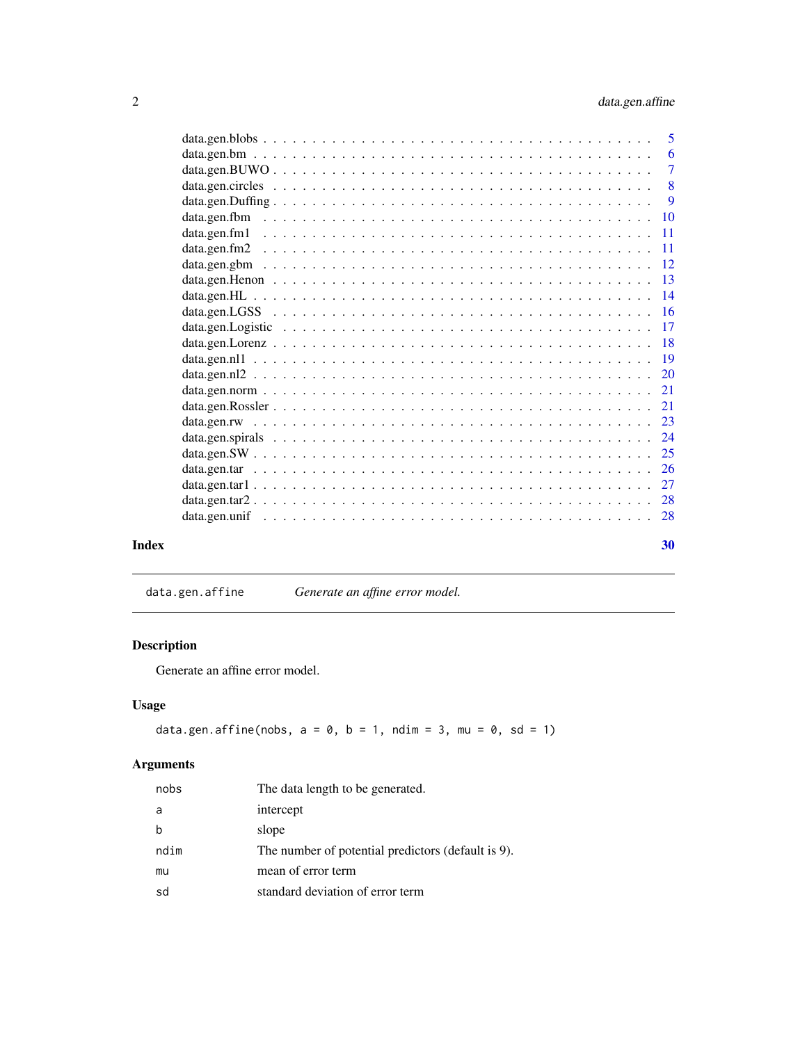| | |
|---|---|
| data.gen.blobs | 5 |
| data.gen.bm | 6 |
| data.gen.BUWO | 7 |
| data.gen.circles | 8 |
| data.gen.Duffing | 9 |
| data.gen.fbm | 10 |
| data.gen.fm1 | 11 |
| data.gen.fm2 | 11 |
| data.gen.gbm | 12 |
| data.gen.Henon | 13 |
| data.gen.HL | 14 |
| data.gen.LGSS | 16 |
| data.gen.Logistic | 17 |
| data.gen.Lorenz | 18 |
| data.gen.nl1 | 19 |
| data.gen.nl2 | 20 |
| data.gen.norm | 21 |
| data.gen.Rossler | 21 |
| data.gen.rw | 23 |
| data.gen.spirals | 24 |
| data.gen.SW | 25 |
| data.gen.tar | 26 |
| data.gen.tar1 | 27 |
| data.gen.tar2 | 28 |
| data.gen.unif | 28 |

**Index** 30

---

`data.gen.affine` *Generate an affine error model.*

---

## Description

Generate an affine error model.

## Usage

```
data.gen.affine(nobs, a = 0, b = 1, ndim = 3, mu = 0, sd = 1)
```

## Arguments

| | |
|---|---|
| `nobs` | The data length to be generated. |
| `a` | intercept |
| `b` | slope |
| `ndim` | The number of potential predictors (default is 9). |
| `mu` | mean of error term |
| `sd` | standard deviation of error term |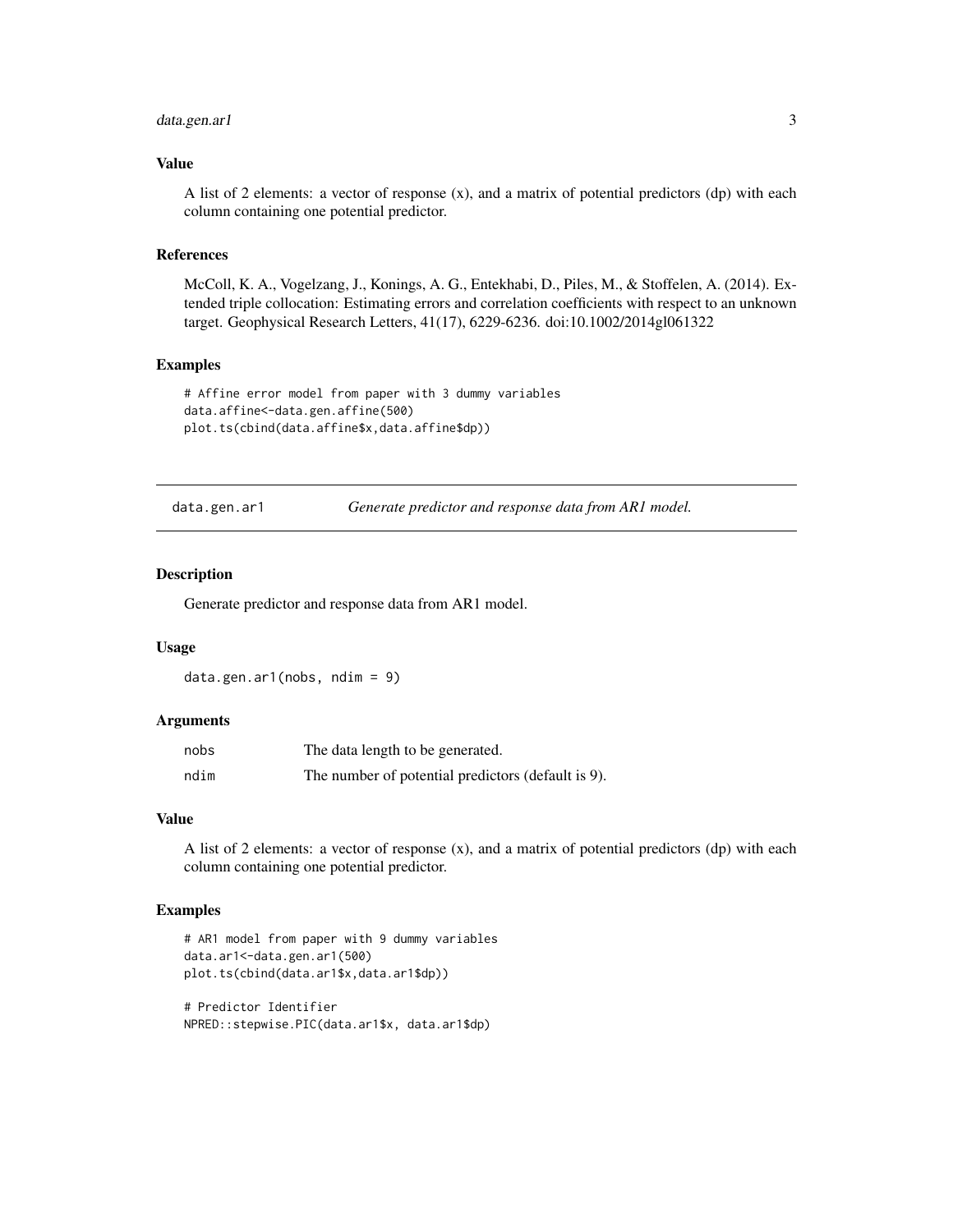### Value

A list of 2 elements: a vector of response (x), and a matrix of potential predictors (dp) with each column containing one potential predictor.

### References

McColl, K. A., Vogelzang, J., Konings, A. G., Entekhabi, D., Piles, M., & Stoffelen, A. (2014). Extended triple collocation: Estimating errors and correlation coefficients with respect to an unknown target. Geophysical Research Letters, 41(17), 6229-6236. doi:10.1002/2014gl061322

### Examples

```
# Affine error model from paper with 3 dummy variables
data.affine<-data.gen.affine(500)
plot.ts(cbind(data.affine$x,data.affine$dp))
```

---

## data.gen.ar1 — *Generate predictor and response data from AR1 model.*

---

### Description

Generate predictor and response data from AR1 model.

### Usage

```
data.gen.ar1(nobs, ndim = 9)
```

### Arguments

| | |
|---|---|
| nobs | The data length to be generated. |
| ndim | The number of potential predictors (default is 9). |

### Value

A list of 2 elements: a vector of response (x), and a matrix of potential predictors (dp) with each column containing one potential predictor.

### Examples

```
# AR1 model from paper with 9 dummy variables
data.ar1<-data.gen.ar1(500)
plot.ts(cbind(data.ar1$x,data.ar1$dp))

# Predictor Identifier
NPRED::stepwise.PIC(data.ar1$x, data.ar1$dp)
```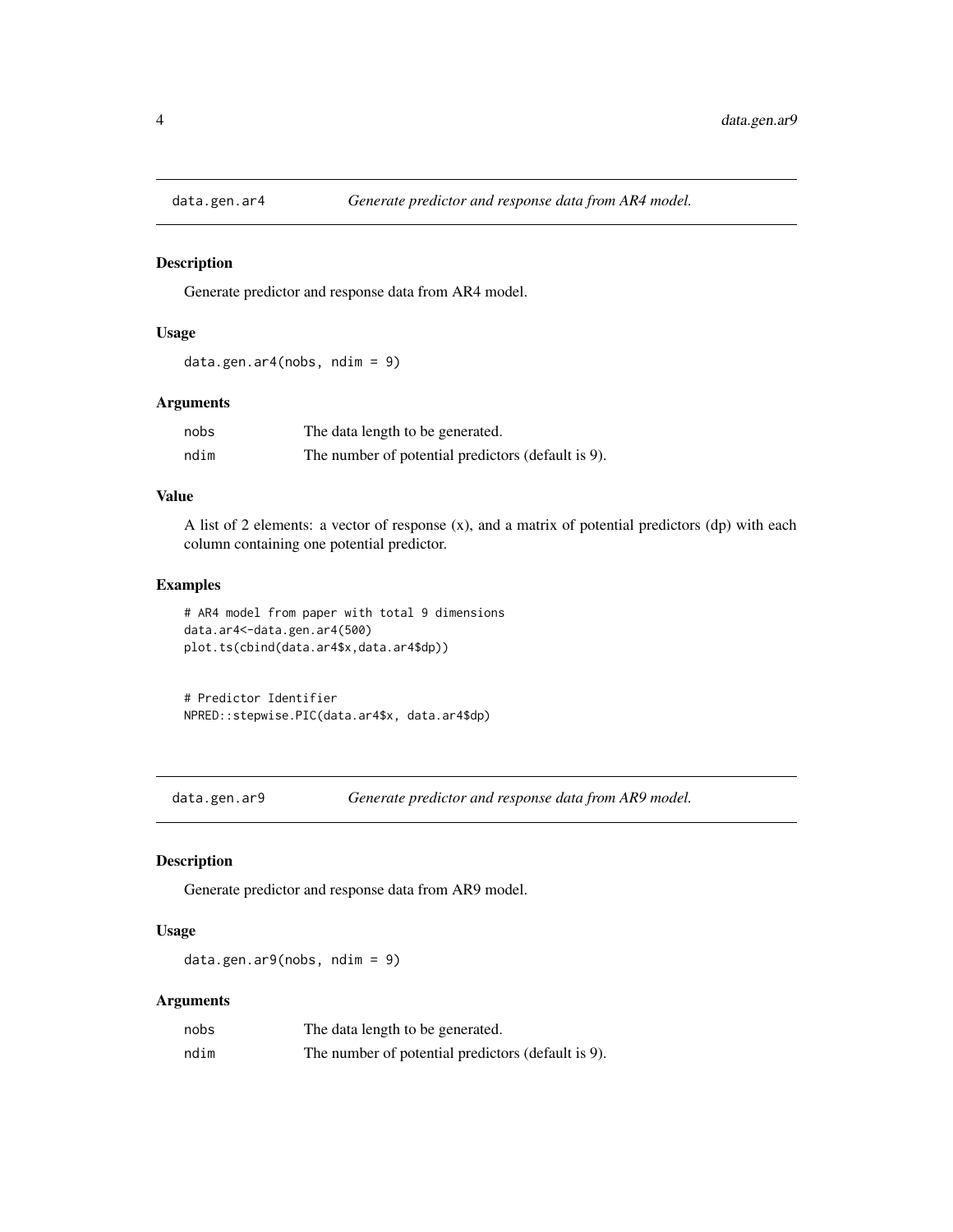## data.gen.ar4 — *Generate predictor and response data from AR4 model.*

### Description

Generate predictor and response data from AR4 model.

### Usage

```
data.gen.ar4(nobs, ndim = 9)
```

### Arguments

| | |
|---|---|
| nobs | The data length to be generated. |
| ndim | The number of potential predictors (default is 9). |

### Value

A list of 2 elements: a vector of response (x), and a matrix of potential predictors (dp) with each column containing one potential predictor.

### Examples

```
# AR4 model from paper with total 9 dimensions
data.ar4<-data.gen.ar4(500)
plot.ts(cbind(data.ar4$x,data.ar4$dp))


# Predictor Identifier
NPRED::stepwise.PIC(data.ar4$x, data.ar4$dp)
```

## data.gen.ar9 — *Generate predictor and response data from AR9 model.*

### Description

Generate predictor and response data from AR9 model.

### Usage

```
data.gen.ar9(nobs, ndim = 9)
```

### Arguments

| | |
|---|---|
| nobs | The data length to be generated. |
| ndim | The number of potential predictors (default is 9). |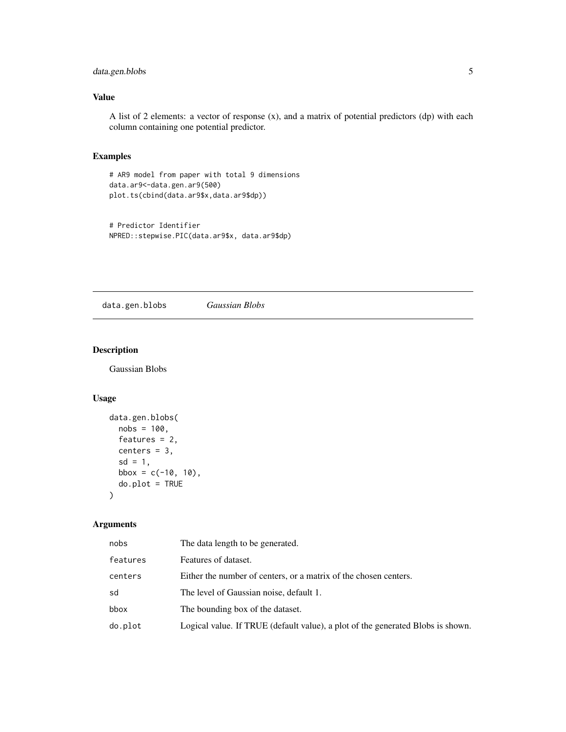## Value

A list of 2 elements: a vector of response (x), and a matrix of potential predictors (dp) with each column containing one potential predictor.

## Examples

```
# AR9 model from paper with total 9 dimensions
data.ar9<-data.gen.ar9(500)
plot.ts(cbind(data.ar9$x,data.ar9$dp))


# Predictor Identifier
NPRED::stepwise.PIC(data.ar9$x, data.ar9$dp)
```

---

# data.gen.blobs *Gaussian Blobs*

## Description

Gaussian Blobs

## Usage

```
data.gen.blobs(
  nobs = 100,
  features = 2,
  centers = 3,
  sd = 1,
  bbox = c(-10, 10),
  do.plot = TRUE
)
```

## Arguments

| | |
|---|---|
| nobs | The data length to be generated. |
| features | Features of dataset. |
| centers | Either the number of centers, or a matrix of the chosen centers. |
| sd | The level of Gaussian noise, default 1. |
| bbox | The bounding box of the dataset. |
| do.plot | Logical value. If TRUE (default value), a plot of the generated Blobs is shown. |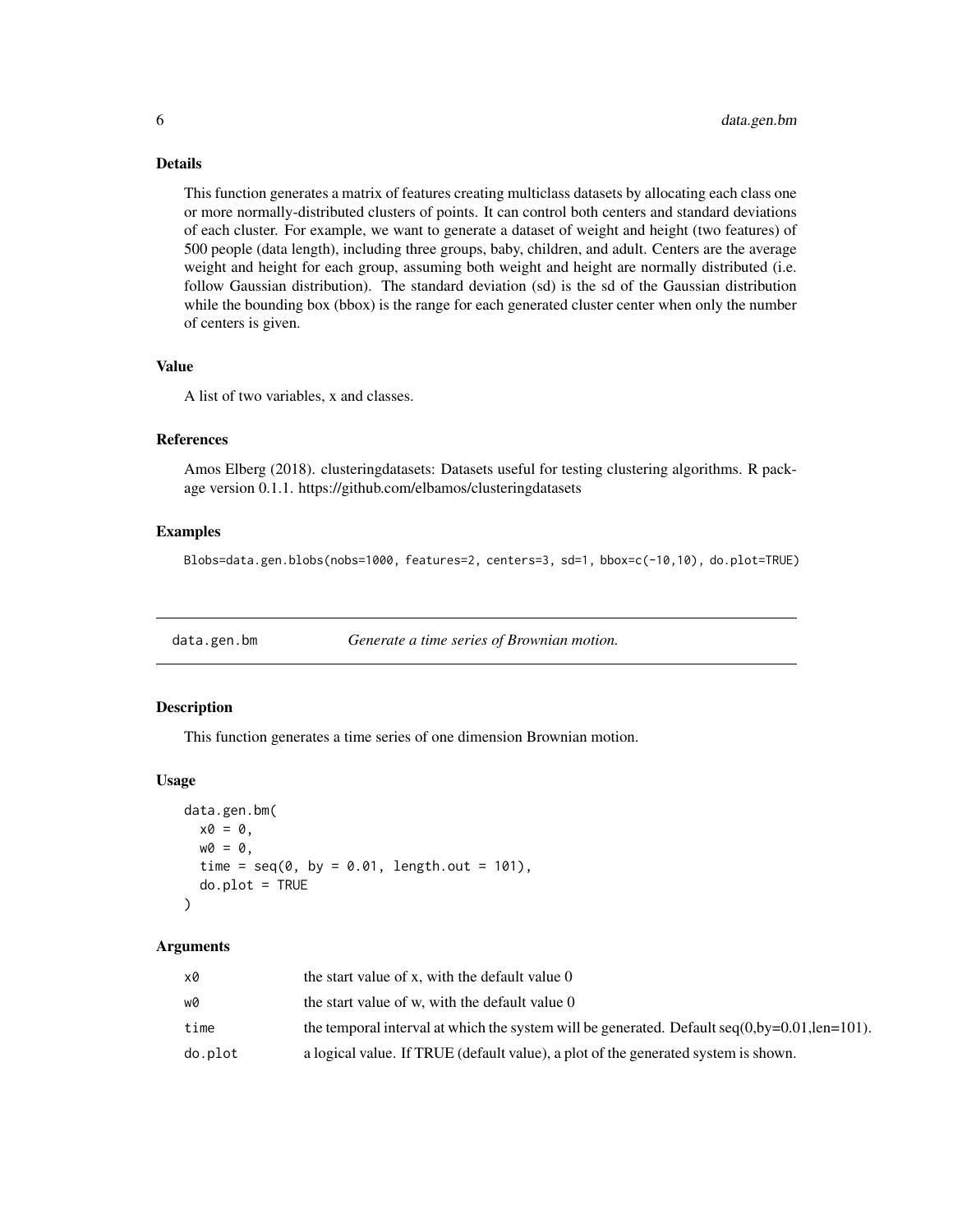### Details

This function generates a matrix of features creating multiclass datasets by allocating each class one or more normally-distributed clusters of points. It can control both centers and standard deviations of each cluster. For example, we want to generate a dataset of weight and height (two features) of 500 people (data length), including three groups, baby, children, and adult. Centers are the average weight and height for each group, assuming both weight and height are normally distributed (i.e. follow Gaussian distribution). The standard deviation (sd) is the sd of the Gaussian distribution while the bounding box (bbox) is the range for each generated cluster center when only the number of centers is given.

### Value

A list of two variables, x and classes.

### References

Amos Elberg (2018). clusteringdatasets: Datasets useful for testing clustering algorithms. R package version 0.1.1. https://github.com/elbamos/clusteringdatasets

### Examples

```
Blobs=data.gen.blobs(nobs=1000, features=2, centers=3, sd=1, bbox=c(-10,10), do.plot=TRUE)
```

---

## data.gen.bm — *Generate a time series of Brownian motion.*

### Description

This function generates a time series of one dimension Brownian motion.

### Usage

```
data.gen.bm(
  x0 = 0,
  w0 = 0,
  time = seq(0, by = 0.01, length.out = 101),
  do.plot = TRUE
)
```

### Arguments

| | |
|---|---|
| x0 | the start value of x, with the default value 0 |
| w0 | the start value of w, with the default value 0 |
| time | the temporal interval at which the system will be generated. Default seq(0,by=0.01,len=101). |
| do.plot | a logical value. If TRUE (default value), a plot of the generated system is shown. |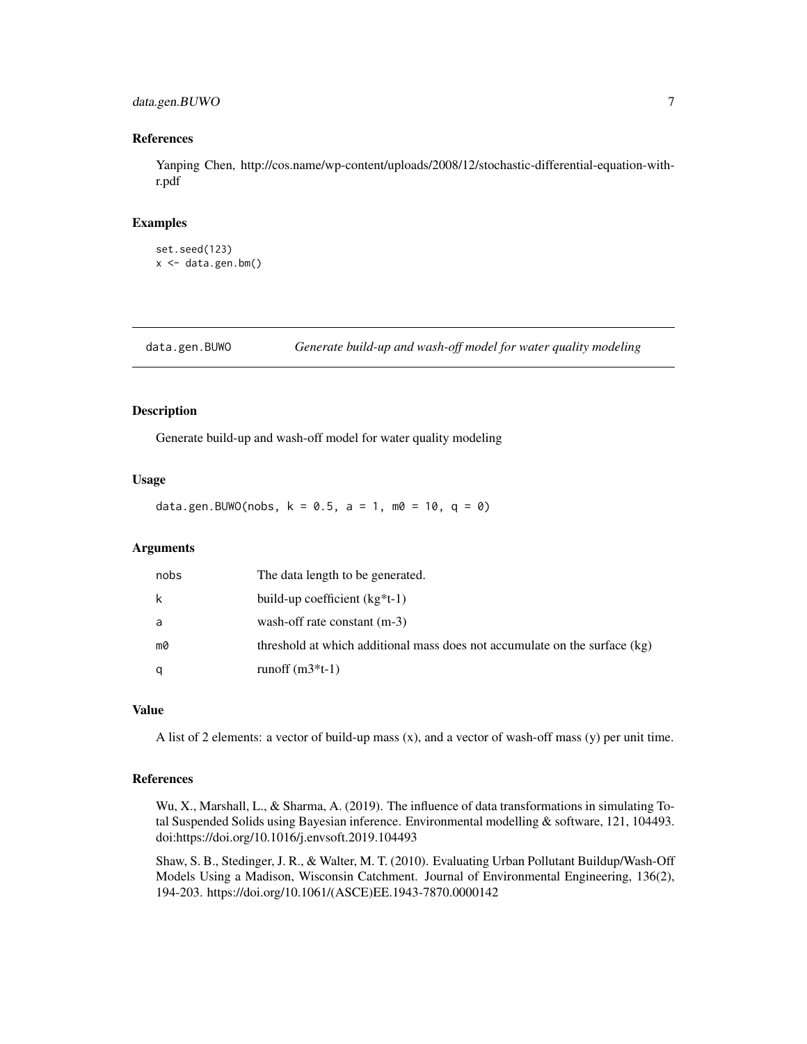### References

Yanping Chen, http://cos.name/wp-content/uploads/2008/12/stochastic-differential-equation-with-r.pdf

### Examples

```
set.seed(123)
x <- data.gen.bm()
```

## data.gen.BUWO — *Generate build-up and wash-off model for water quality modeling*

### Description

Generate build-up and wash-off model for water quality modeling

### Usage

```
data.gen.BUWO(nobs, k = 0.5, a = 1, m0 = 10, q = 0)
```

### Arguments

| | |
|---|---|
| nobs | The data length to be generated. |
| k | build-up coefficient (kg*t-1) |
| a | wash-off rate constant (m-3) |
| m0 | threshold at which additional mass does not accumulate on the surface (kg) |
| q | runoff (m3*t-1) |

### Value

A list of 2 elements: a vector of build-up mass (x), and a vector of wash-off mass (y) per unit time.

### References

Wu, X., Marshall, L., & Sharma, A. (2019). The influence of data transformations in simulating Total Suspended Solids using Bayesian inference. Environmental modelling & software, 121, 104493. doi:https://doi.org/10.1016/j.envsoft.2019.104493

Shaw, S. B., Stedinger, J. R., & Walter, M. T. (2010). Evaluating Urban Pollutant Buildup/Wash-Off Models Using a Madison, Wisconsin Catchment. Journal of Environmental Engineering, 136(2), 194-203. https://doi.org/10.1061/(ASCE)EE.1943-7870.0000142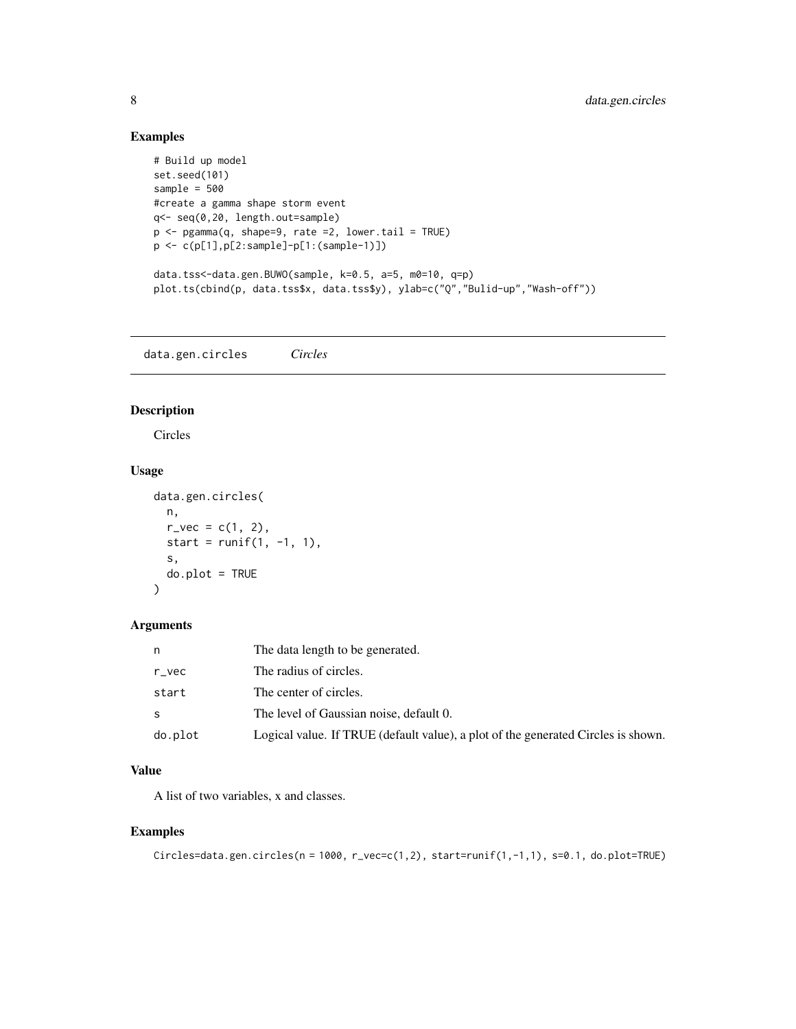## Examples

```
# Build up model
set.seed(101)
sample = 500
#create a gamma shape storm event
q<- seq(0,20, length.out=sample)
p <- pgamma(q, shape=9, rate =2, lower.tail = TRUE)
p <- c(p[1],p[2:sample]-p[1:(sample-1)])

data.tss<-data.gen.BUWO(sample, k=0.5, a=5, m0=10, q=p)
plot.ts(cbind(p, data.tss$x, data.tss$y), ylab=c("Q","Bulid-up","Wash-off"))
```

---

# data.gen.circles &nbsp;&nbsp;&nbsp; *Circles*

## Description

Circles

## Usage

```
data.gen.circles(
  n,
  r_vec = c(1, 2),
  start = runif(1, -1, 1),
  s,
  do.plot = TRUE
)
```

## Arguments

| | |
|---|---|
| n | The data length to be generated. |
| r_vec | The radius of circles. |
| start | The center of circles. |
| s | The level of Gaussian noise, default 0. |
| do.plot | Logical value. If TRUE (default value), a plot of the generated Circles is shown. |

## Value

A list of two variables, x and classes.

## Examples

```
Circles=data.gen.circles(n = 1000, r_vec=c(1,2), start=runif(1,-1,1), s=0.1, do.plot=TRUE)
```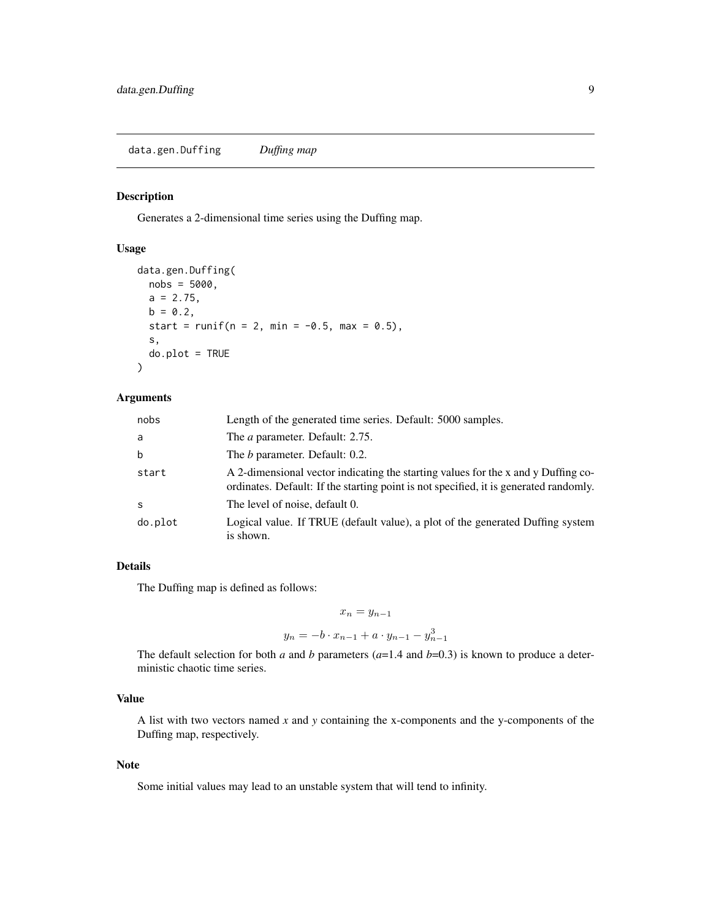## data.gen.Duffing *Duffing map*

### Description

Generates a 2-dimensional time series using the Duffing map.

### Usage

```
data.gen.Duffing(
  nobs = 5000,
  a = 2.75,
  b = 0.2,
  start = runif(n = 2, min = -0.5, max = 0.5),
  s,
  do.plot = TRUE
)
```

### Arguments

| | |
|---|---|
| nobs | Length of the generated time series. Default: 5000 samples. |
| a | The *a* parameter. Default: 2.75. |
| b | The *b* parameter. Default: 0.2. |
| start | A 2-dimensional vector indicating the starting values for the x and y Duffing coordinates. Default: If the starting point is not specified, it is generated randomly. |
| s | The level of noise, default 0. |
| do.plot | Logical value. If TRUE (default value), a plot of the generated Duffing system is shown. |

### Details

The Duffing map is defined as follows:

$$x_n = y_{n-1}$$

$$y_n = -b \cdot x_{n-1} + a \cdot y_{n-1} - y_{n-1}^3$$

The default selection for both *a* and *b* parameters (*a*=1.4 and *b*=0.3) is known to produce a deterministic chaotic time series.

### Value

A list with two vectors named *x* and *y* containing the x-components and the y-components of the Duffing map, respectively.

### Note

Some initial values may lead to an unstable system that will tend to infinity.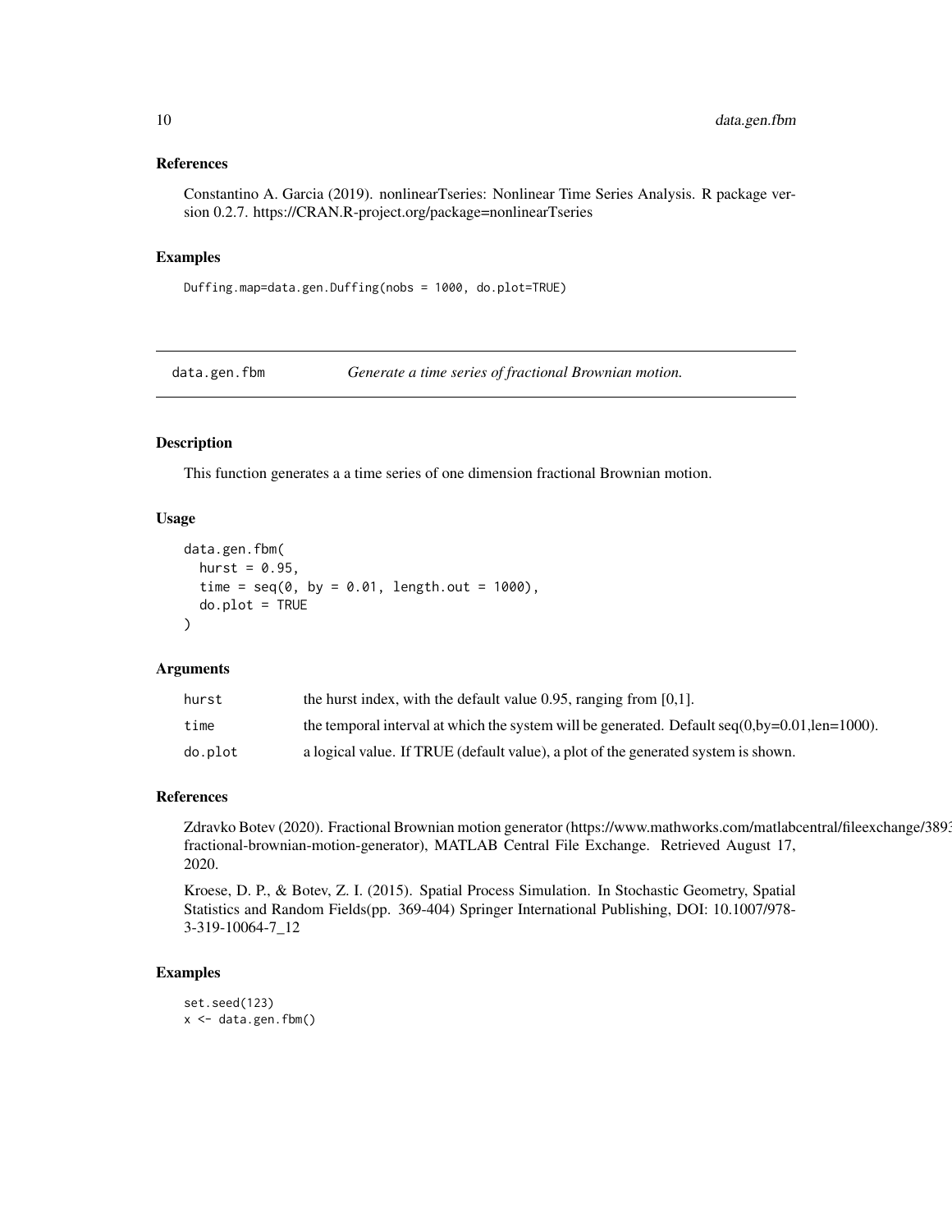### References

Constantino A. Garcia (2019). nonlinearTseries: Nonlinear Time Series Analysis. R package version 0.2.7. https://CRAN.R-project.org/package=nonlinearTseries

### Examples

```
Duffing.map=data.gen.Duffing(nobs = 1000, do.plot=TRUE)
```

---

## data.gen.fbm *Generate a time series of fractional Brownian motion.*

---

### Description

This function generates a a time series of one dimension fractional Brownian motion.

### Usage

```
data.gen.fbm(
  hurst = 0.95,
  time = seq(0, by = 0.01, length.out = 1000),
  do.plot = TRUE
)
```

### Arguments

| | |
|---|---|
| hurst | the hurst index, with the default value 0.95, ranging from [0,1]. |
| time | the temporal interval at which the system will be generated. Default seq(0,by=0.01,len=1000). |
| do.plot | a logical value. If TRUE (default value), a plot of the generated system is shown. |

### References

Zdravko Botev (2020). Fractional Brownian motion generator (https://www.mathworks.com/matlabcentral/fileexchange/3893 fractional-brownian-motion-generator), MATLAB Central File Exchange. Retrieved August 17, 2020.

Kroese, D. P., & Botev, Z. I. (2015). Spatial Process Simulation. In Stochastic Geometry, Spatial Statistics and Random Fields(pp. 369-404) Springer International Publishing, DOI: 10.1007/978-3-319-10064-7_12

### Examples

```
set.seed(123)
x <- data.gen.fbm()
```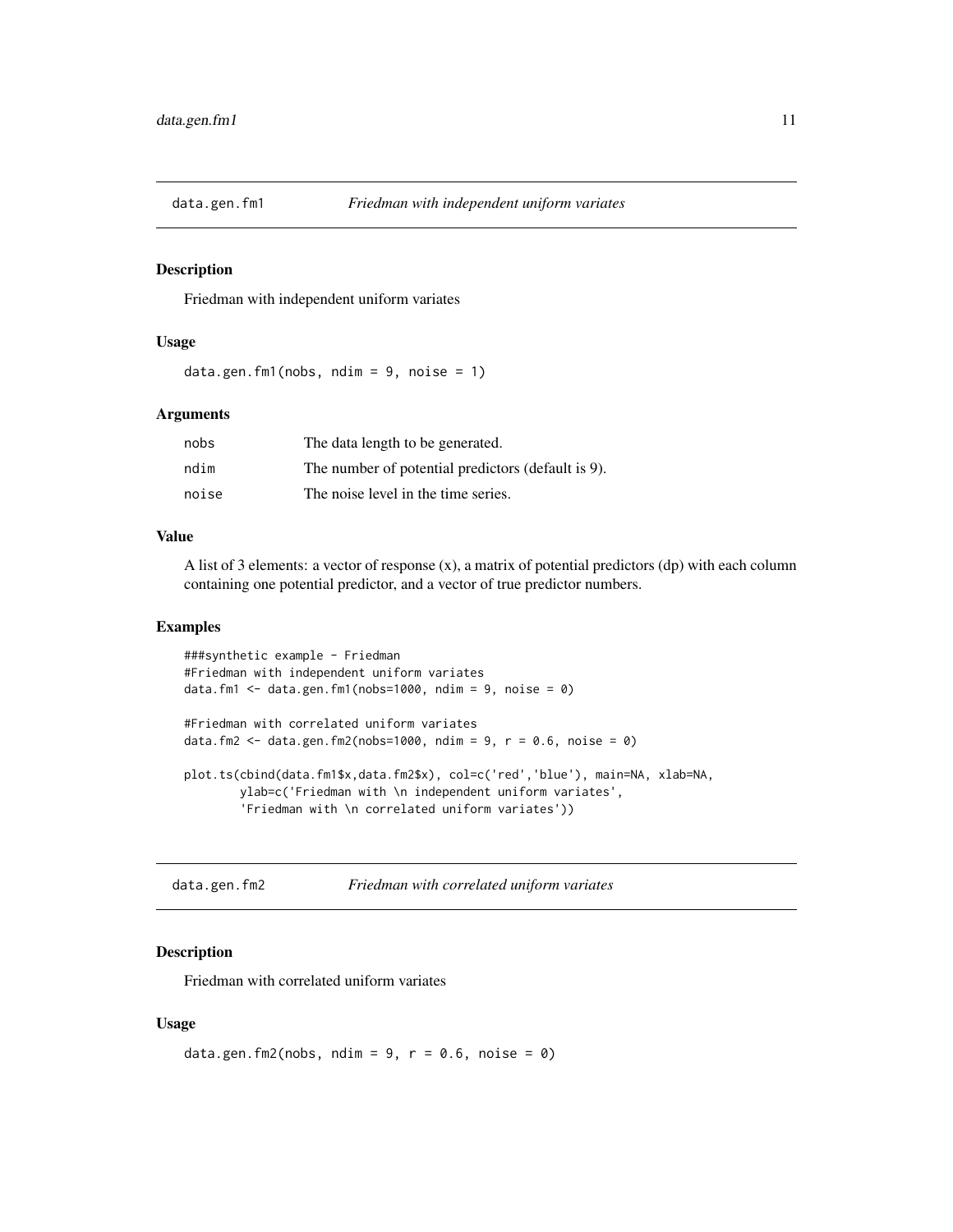## data.gen.fm1 — *Friedman with independent uniform variates*

### Description

Friedman with independent uniform variates

### Usage

```
data.gen.fm1(nobs, ndim = 9, noise = 1)
```

### Arguments

| | |
|---|---|
| nobs | The data length to be generated. |
| ndim | The number of potential predictors (default is 9). |
| noise | The noise level in the time series. |

### Value

A list of 3 elements: a vector of response (x), a matrix of potential predictors (dp) with each column containing one potential predictor, and a vector of true predictor numbers.

### Examples

```
###synthetic example - Friedman
#Friedman with independent uniform variates
data.fm1 <- data.gen.fm1(nobs=1000, ndim = 9, noise = 0)

#Friedman with correlated uniform variates
data.fm2 <- data.gen.fm2(nobs=1000, ndim = 9, r = 0.6, noise = 0)

plot.ts(cbind(data.fm1$x,data.fm2$x), col=c('red','blue'), main=NA, xlab=NA,
        ylab=c('Friedman with \n independent uniform variates',
        'Friedman with \n correlated uniform variates'))
```

## data.gen.fm2 — *Friedman with correlated uniform variates*

### Description

Friedman with correlated uniform variates

### Usage

```
data.gen.fm2(nobs, ndim = 9, r = 0.6, noise = 0)
```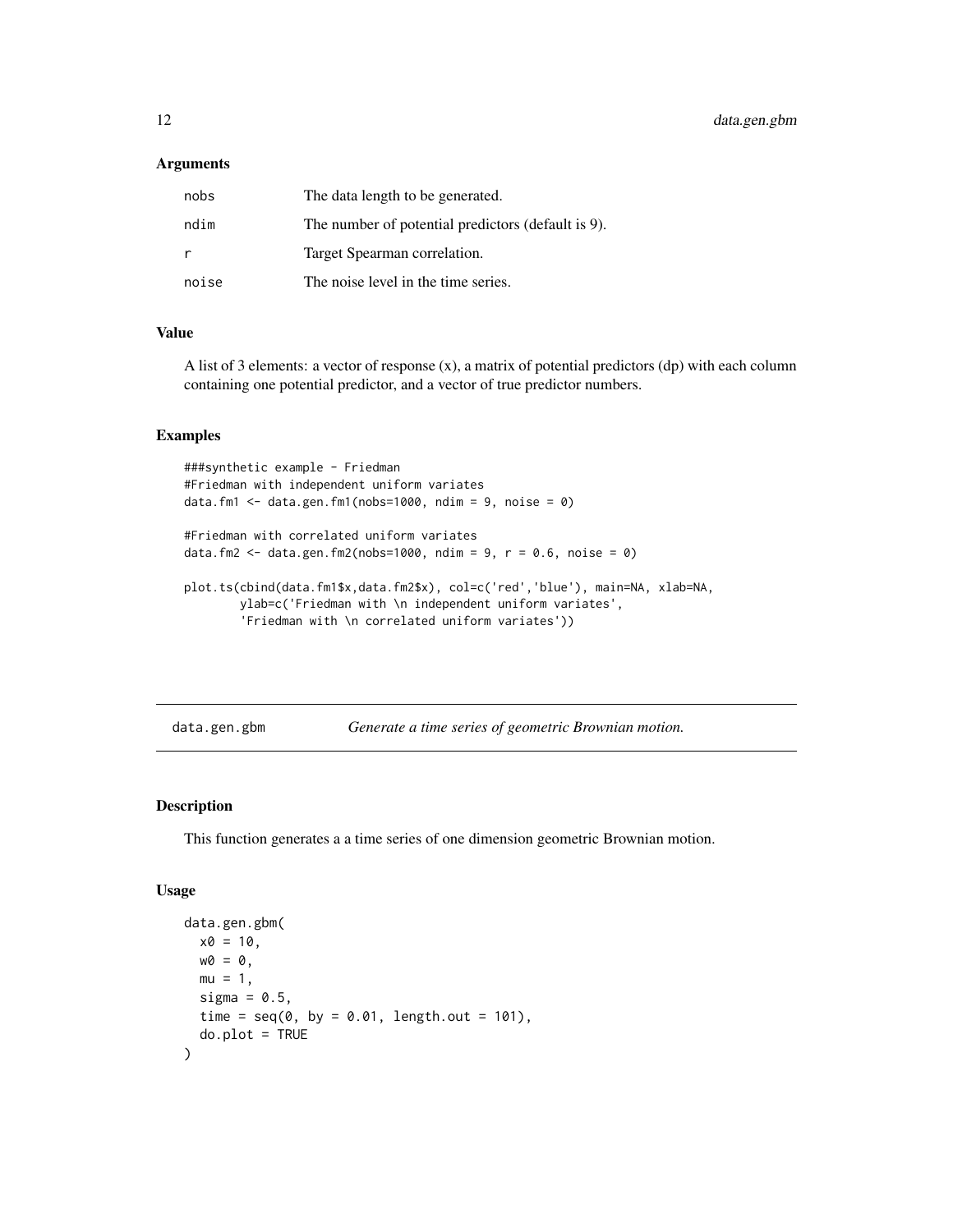### Arguments

| | |
|---|---|
| nobs | The data length to be generated. |
| ndim | The number of potential predictors (default is 9). |
| r | Target Spearman correlation. |
| noise | The noise level in the time series. |

### Value

A list of 3 elements: a vector of response (x), a matrix of potential predictors (dp) with each column containing one potential predictor, and a vector of true predictor numbers.

### Examples

```
###synthetic example - Friedman
#Friedman with independent uniform variates
data.fm1 <- data.gen.fm1(nobs=1000, ndim = 9, noise = 0)

#Friedman with correlated uniform variates
data.fm2 <- data.gen.fm2(nobs=1000, ndim = 9, r = 0.6, noise = 0)

plot.ts(cbind(data.fm1$x,data.fm2$x), col=c('red','blue'), main=NA, xlab=NA,
        ylab=c('Friedman with \n independent uniform variates',
        'Friedman with \n correlated uniform variates'))
```

---

## data.gen.gbm &nbsp;&nbsp;&nbsp; *Generate a time series of geometric Brownian motion.*

---

### Description

This function generates a a time series of one dimension geometric Brownian motion.

### Usage

```
data.gen.gbm(
  x0 = 10,
  w0 = 0,
  mu = 1,
  sigma = 0.5,
  time = seq(0, by = 0.01, length.out = 101),
  do.plot = TRUE
)
```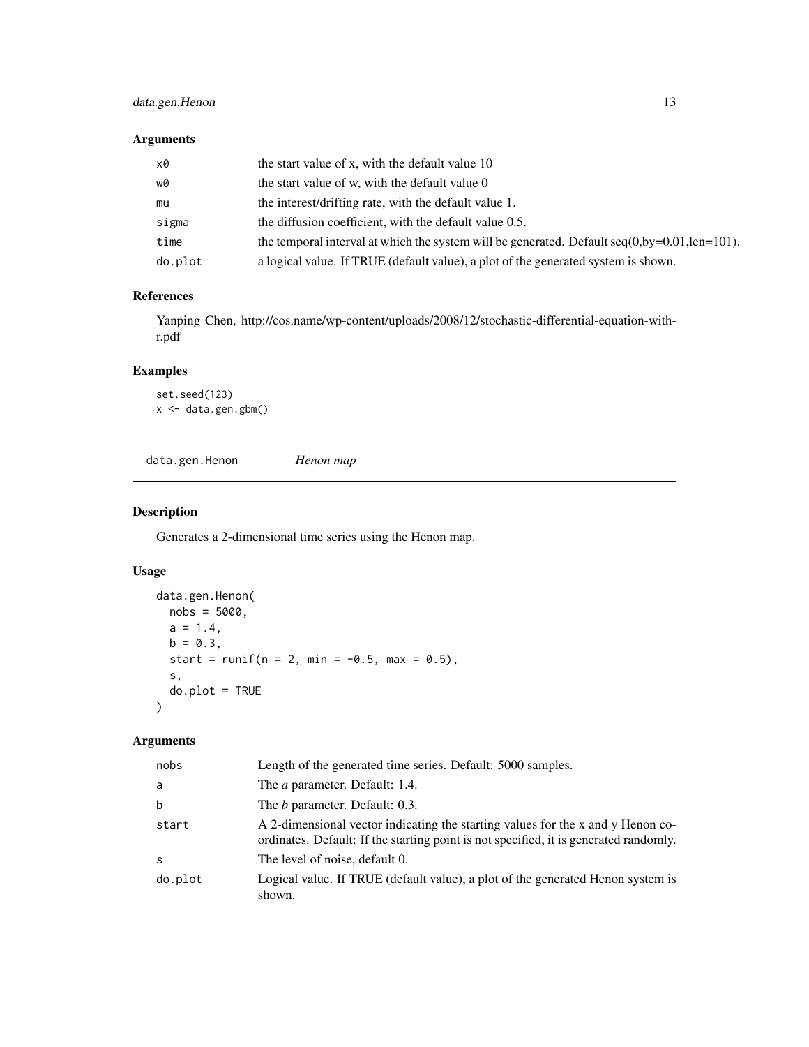### Arguments

| | |
|---|---|
| x0 | the start value of x, with the default value 10 |
| w0 | the start value of w, with the default value 0 |
| mu | the interest/drifting rate, with the default value 1. |
| sigma | the diffusion coefficient, with the default value 0.5. |
| time | the temporal interval at which the system will be generated. Default seq(0,by=0.01,len=101). |
| do.plot | a logical value. If TRUE (default value), a plot of the generated system is shown. |

### References

Yanping Chen, http://cos.name/wp-content/uploads/2008/12/stochastic-differential-equation-with-r.pdf

### Examples

```
set.seed(123)
x <- data.gen.gbm()
```

## data.gen.Henon — *Henon map*

### Description

Generates a 2-dimensional time series using the Henon map.

### Usage

```
data.gen.Henon(
  nobs = 5000,
  a = 1.4,
  b = 0.3,
  start = runif(n = 2, min = -0.5, max = 0.5),
  s,
  do.plot = TRUE
)
```

### Arguments

| | |
|---|---|
| nobs | Length of the generated time series. Default: 5000 samples. |
| a | The *a* parameter. Default: 1.4. |
| b | The *b* parameter. Default: 0.3. |
| start | A 2-dimensional vector indicating the starting values for the x and y Henon coordinates. Default: If the starting point is not specified, it is generated randomly. |
| s | The level of noise, default 0. |
| do.plot | Logical value. If TRUE (default value), a plot of the generated Henon system is shown. |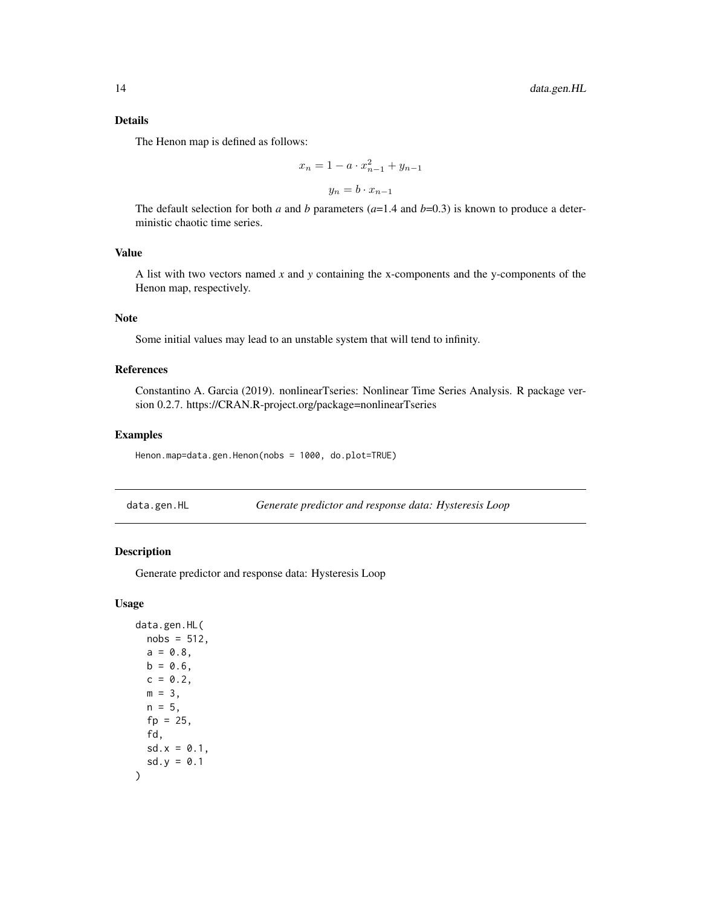### Details

The Henon map is defined as follows:

$$x_n = 1 - a \cdot x_{n-1}^2 + y_{n-1}$$

$$y_n = b \cdot x_{n-1}$$

The default selection for both *a* and *b* parameters (*a*=1.4 and *b*=0.3) is known to produce a deterministic chaotic time series.

### Value

A list with two vectors named *x* and *y* containing the x-components and the y-components of the Henon map, respectively.

### Note

Some initial values may lead to an unstable system that will tend to infinity.

### References

Constantino A. Garcia (2019). nonlinearTseries: Nonlinear Time Series Analysis. R package version 0.2.7. https://CRAN.R-project.org/package=nonlinearTseries

### Examples

```
Henon.map=data.gen.Henon(nobs = 1000, do.plot=TRUE)
```

---

## data.gen.HL *Generate predictor and response data: Hysteresis Loop*

### Description

Generate predictor and response data: Hysteresis Loop

### Usage

```
data.gen.HL(
  nobs = 512,
  a = 0.8,
  b = 0.6,
  c = 0.2,
  m = 3,
  n = 5,
  fp = 25,
  fd,
  sd.x = 0.1,
  sd.y = 0.1
)
```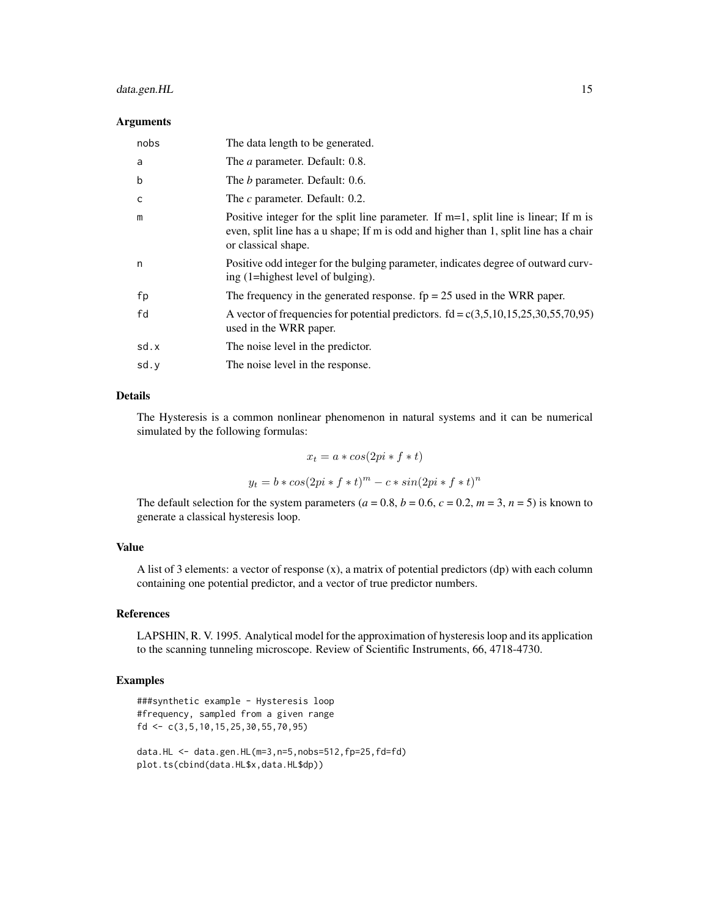### Arguments

| | |
|---|---|
| nobs | The data length to be generated. |
| a | The *a* parameter. Default: 0.8. |
| b | The *b* parameter. Default: 0.6. |
| c | The *c* parameter. Default: 0.2. |
| m | Positive integer for the split line parameter. If m=1, split line is linear; If m is even, split line has a u shape; If m is odd and higher than 1, split line has a chair or classical shape. |
| n | Positive odd integer for the bulging parameter, indicates degree of outward curving (1=highest level of bulging). |
| fp | The frequency in the generated response. fp = 25 used in the WRR paper. |
| fd | A vector of frequencies for potential predictors. fd = c(3,5,10,15,25,30,55,70,95) used in the WRR paper. |
| sd.x | The noise level in the predictor. |
| sd.y | The noise level in the response. |

### Details

The Hysteresis is a common nonlinear phenomenon in natural systems and it can be numerical simulated by the following formulas:

$$x_t = a * cos(2pi * f * t)$$

$$y_t = b * cos(2pi * f * t)^m - c * sin(2pi * f * t)^n$$

The default selection for the system parameters (*a* = 0.8, *b* = 0.6, *c* = 0.2, *m* = 3, *n* = 5) is known to generate a classical hysteresis loop.

### Value

A list of 3 elements: a vector of response (x), a matrix of potential predictors (dp) with each column containing one potential predictor, and a vector of true predictor numbers.

### References

LAPSHIN, R. V. 1995. Analytical model for the approximation of hysteresis loop and its application to the scanning tunneling microscope. Review of Scientific Instruments, 66, 4718-4730.

### Examples

```
###synthetic example - Hysteresis loop
#frequency, sampled from a given range
fd <- c(3,5,10,15,25,30,55,70,95)

data.HL <- data.gen.HL(m=3,n=5,nobs=512,fp=25,fd=fd)
plot.ts(cbind(data.HL$x,data.HL$dp))
```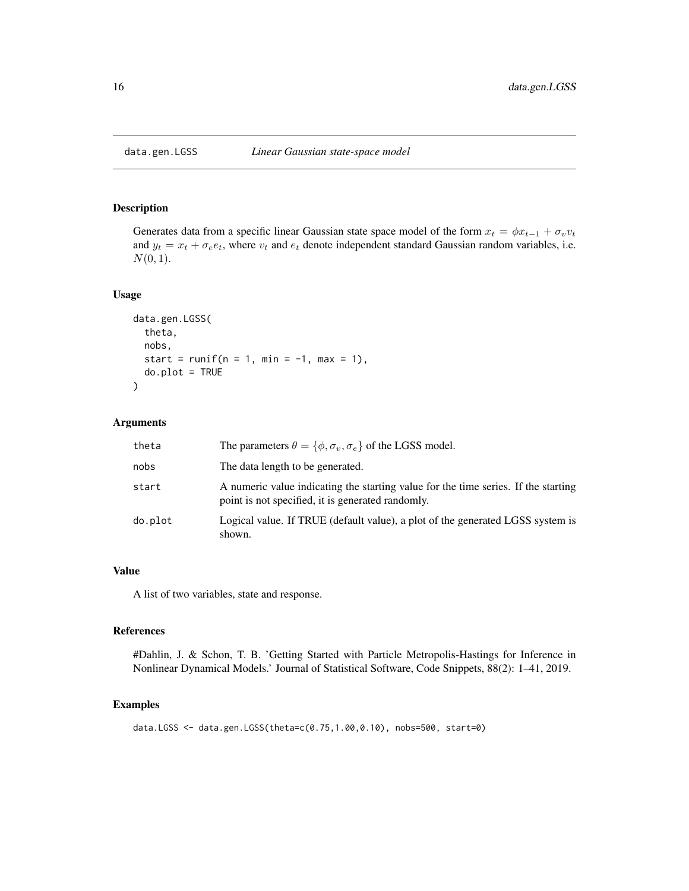## data.gen.LGSS — *Linear Gaussian state-space model*

### Description

Generates data from a specific linear Gaussian state space model of the form $x_t = \phi x_{t-1} + \sigma_v v_t$ and $y_t = x_t + \sigma_e e_t$, where $v_t$ and $e_t$ denote independent standard Gaussian random variables, i.e. $N(0,1)$.

### Usage

```
data.gen.LGSS(
  theta,
  nobs,
  start = runif(n = 1, min = -1, max = 1),
  do.plot = TRUE
)
```

### Arguments

| | |
|---|---|
| theta | The parameters $\theta = \{\phi, \sigma_v, \sigma_e\}$ of the LGSS model. |
| nobs | The data length to be generated. |
| start | A numeric value indicating the starting value for the time series. If the starting point is not specified, it is generated randomly. |
| do.plot | Logical value. If TRUE (default value), a plot of the generated LGSS system is shown. |

### Value

A list of two variables, state and response.

### References

#Dahlin, J. & Schon, T. B. 'Getting Started with Particle Metropolis-Hastings for Inference in Nonlinear Dynamical Models.' Journal of Statistical Software, Code Snippets, 88(2): 1–41, 2019.

### Examples

```
data.LGSS <- data.gen.LGSS(theta=c(0.75,1.00,0.10), nobs=500, start=0)
```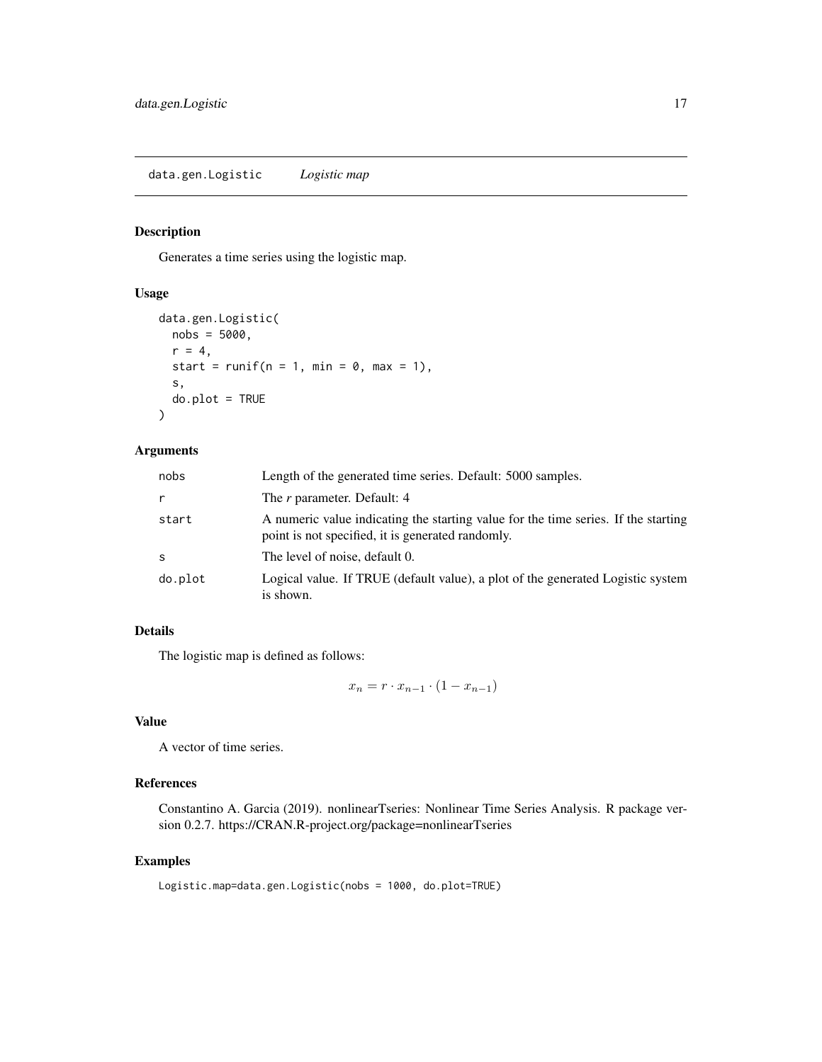## data.gen.Logistic *Logistic map*

### Description

Generates a time series using the logistic map.

### Usage

```
data.gen.Logistic(
  nobs = 5000,
  r = 4,
  start = runif(n = 1, min = 0, max = 1),
  s,
  do.plot = TRUE
)
```

### Arguments

| | |
|---|---|
| nobs | Length of the generated time series. Default: 5000 samples. |
| r | The *r* parameter. Default: 4 |
| start | A numeric value indicating the starting value for the time series. If the starting point is not specified, it is generated randomly. |
| s | The level of noise, default 0. |
| do.plot | Logical value. If TRUE (default value), a plot of the generated Logistic system is shown. |

### Details

The logistic map is defined as follows:

$$x_n = r \cdot x_{n-1} \cdot (1 - x_{n-1})$$

### Value

A vector of time series.

### References

Constantino A. Garcia (2019). nonlinearTseries: Nonlinear Time Series Analysis. R package version 0.2.7. https://CRAN.R-project.org/package=nonlinearTseries

### Examples

```
Logistic.map=data.gen.Logistic(nobs = 1000, do.plot=TRUE)
```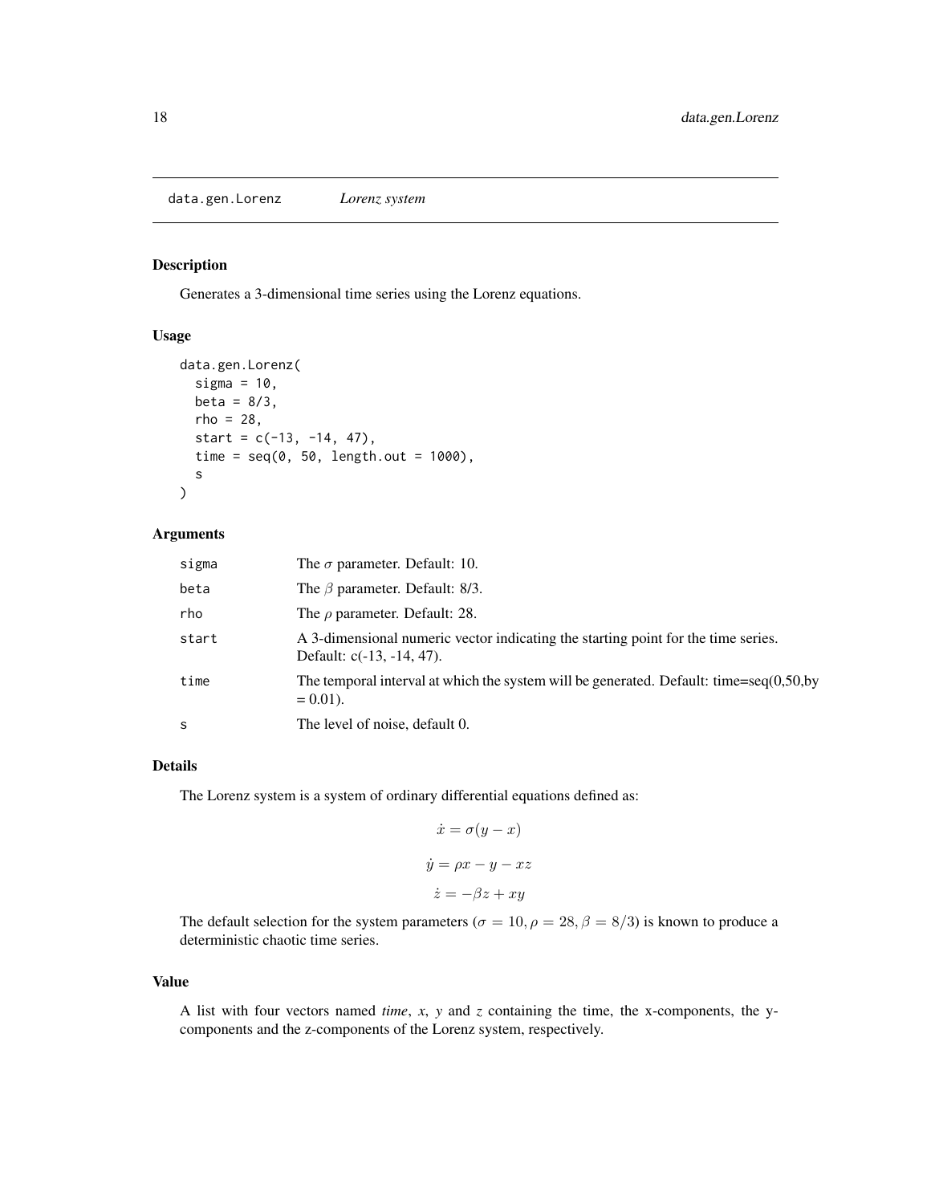# data.gen.Lorenz *Lorenz system*

## Description

Generates a 3-dimensional time series using the Lorenz equations.

## Usage

```
data.gen.Lorenz(
  sigma = 10,
  beta = 8/3,
  rho = 28,
  start = c(-13, -14, 47),
  time = seq(0, 50, length.out = 1000),
  s
)
```

## Arguments

| | |
|---|---|
| `sigma` | The $\sigma$ parameter. Default: 10. |
| `beta` | The $\beta$ parameter. Default: 8/3. |
| `rho` | The $\rho$ parameter. Default: 28. |
| `start` | A 3-dimensional numeric vector indicating the starting point for the time series. Default: c(-13, -14, 47). |
| `time` | The temporal interval at which the system will be generated. Default: time=seq(0,50,by = 0.01). |
| `s` | The level of noise, default 0. |

## Details

The Lorenz system is a system of ordinary differential equations defined as:

$$\dot{x} = \sigma(y - x)$$

$$\dot{y} = \rho x - y - xz$$

$$\dot{z} = -\beta z + xy$$

The default selection for the system parameters ($\sigma = 10, \rho = 28, \beta = 8/3$) is known to produce a deterministic chaotic time series.

## Value

A list with four vectors named *time*, *x*, *y* and *z* containing the time, the x-components, the y-components and the z-components of the Lorenz system, respectively.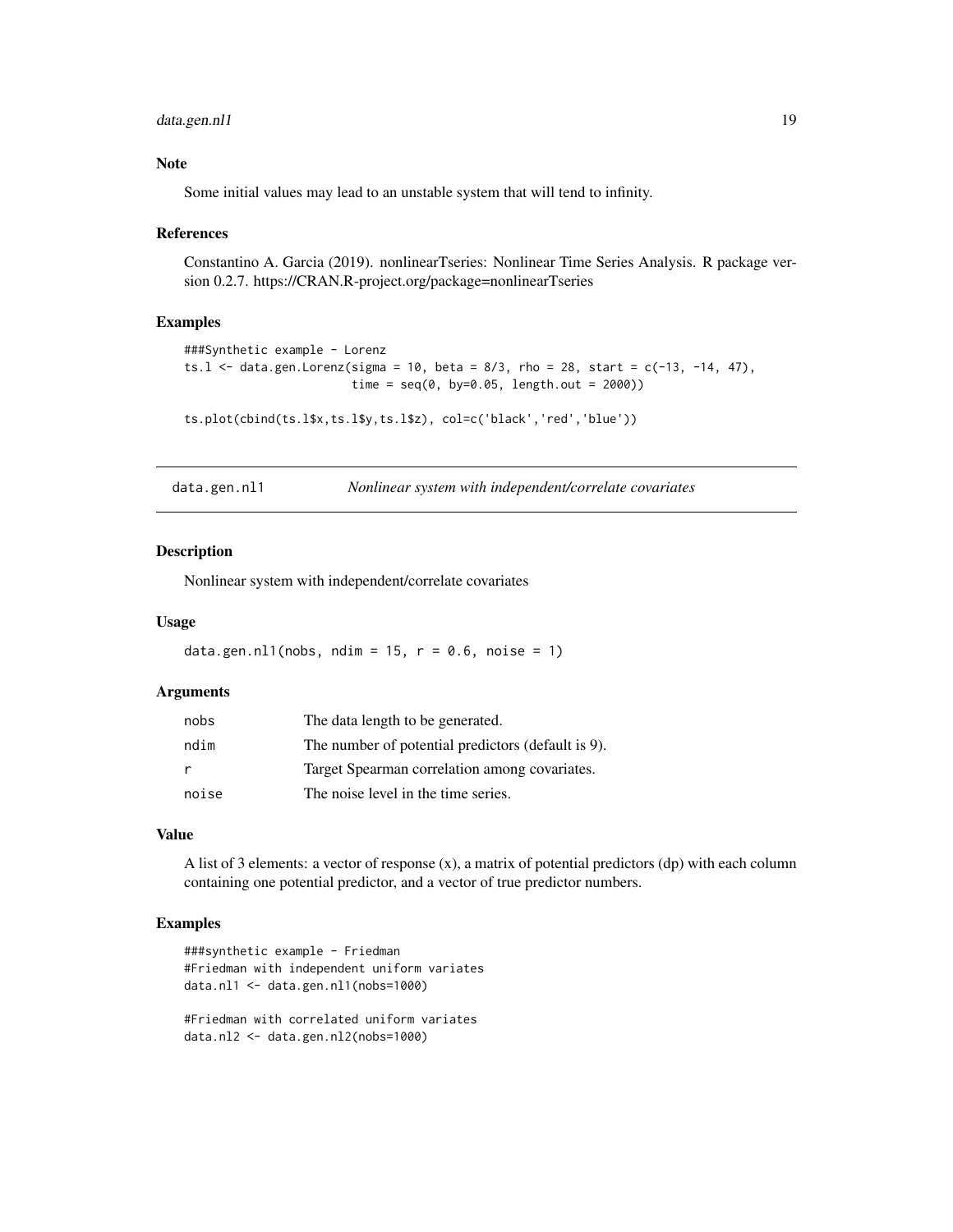## Note

Some initial values may lead to an unstable system that will tend to infinity.

## References

Constantino A. Garcia (2019). nonlinearTseries: Nonlinear Time Series Analysis. R package version 0.2.7. https://CRAN.R-project.org/package=nonlinearTseries

## Examples

```
###Synthetic example - Lorenz
ts.l <- data.gen.Lorenz(sigma = 10, beta = 8/3, rho = 28, start = c(-13, -14, 47),
                        time = seq(0, by=0.05, length.out = 2000))

ts.plot(cbind(ts.l$x,ts.l$y,ts.l$z), col=c('black','red','blue'))
```

---

# `data.gen.nl1` *Nonlinear system with independent/correlate covariates*

## Description

Nonlinear system with independent/correlate covariates

## Usage

```
data.gen.nl1(nobs, ndim = 15, r = 0.6, noise = 1)
```

## Arguments

| | |
|---|---|
| `nobs` | The data length to be generated. |
| `ndim` | The number of potential predictors (default is 9). |
| `r` | Target Spearman correlation among covariates. |
| `noise` | The noise level in the time series. |

## Value

A list of 3 elements: a vector of response (x), a matrix of potential predictors (dp) with each column containing one potential predictor, and a vector of true predictor numbers.

## Examples

```
###synthetic example - Friedman
#Friedman with independent uniform variates
data.nl1 <- data.gen.nl1(nobs=1000)

#Friedman with correlated uniform variates
data.nl2 <- data.gen.nl2(nobs=1000)
```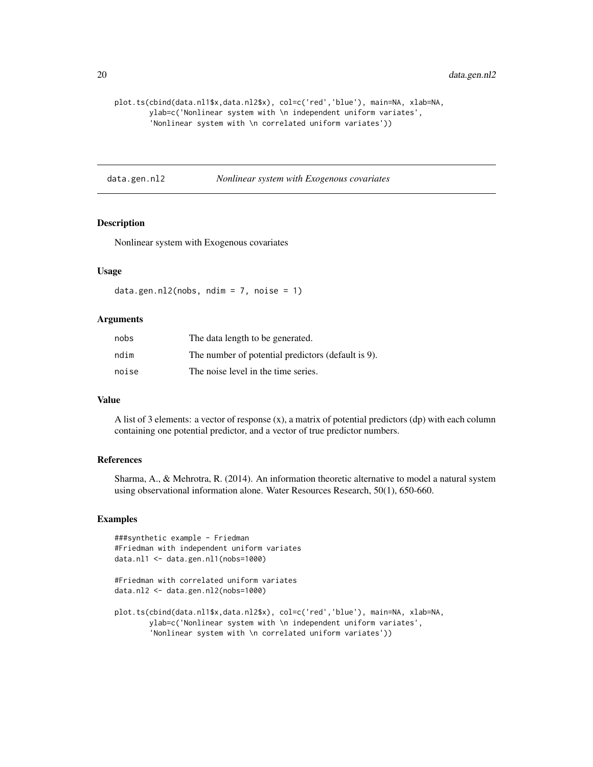```
plot.ts(cbind(data.nl1$x,data.nl2$x), col=c('red','blue'), main=NA, xlab=NA,
        ylab=c('Nonlinear system with \n independent uniform variates',
        'Nonlinear system with \n correlated uniform variates'))
```

---

## data.gen.nl2 — *Nonlinear system with Exogenous covariates*

---

### Description

Nonlinear system with Exogenous covariates

### Usage

```
data.gen.nl2(nobs, ndim = 7, noise = 1)
```

### Arguments

| | |
|---|---|
| nobs | The data length to be generated. |
| ndim | The number of potential predictors (default is 9). |
| noise | The noise level in the time series. |

### Value

A list of 3 elements: a vector of response (x), a matrix of potential predictors (dp) with each column containing one potential predictor, and a vector of true predictor numbers.

### References

Sharma, A., & Mehrotra, R. (2014). An information theoretic alternative to model a natural system using observational information alone. Water Resources Research, 50(1), 650-660.

### Examples

```
###synthetic example - Friedman
#Friedman with independent uniform variates
data.nl1 <- data.gen.nl1(nobs=1000)

#Friedman with correlated uniform variates
data.nl2 <- data.gen.nl2(nobs=1000)

plot.ts(cbind(data.nl1$x,data.nl2$x), col=c('red','blue'), main=NA, xlab=NA,
        ylab=c('Nonlinear system with \n independent uniform variates',
        'Nonlinear system with \n correlated uniform variates'))
```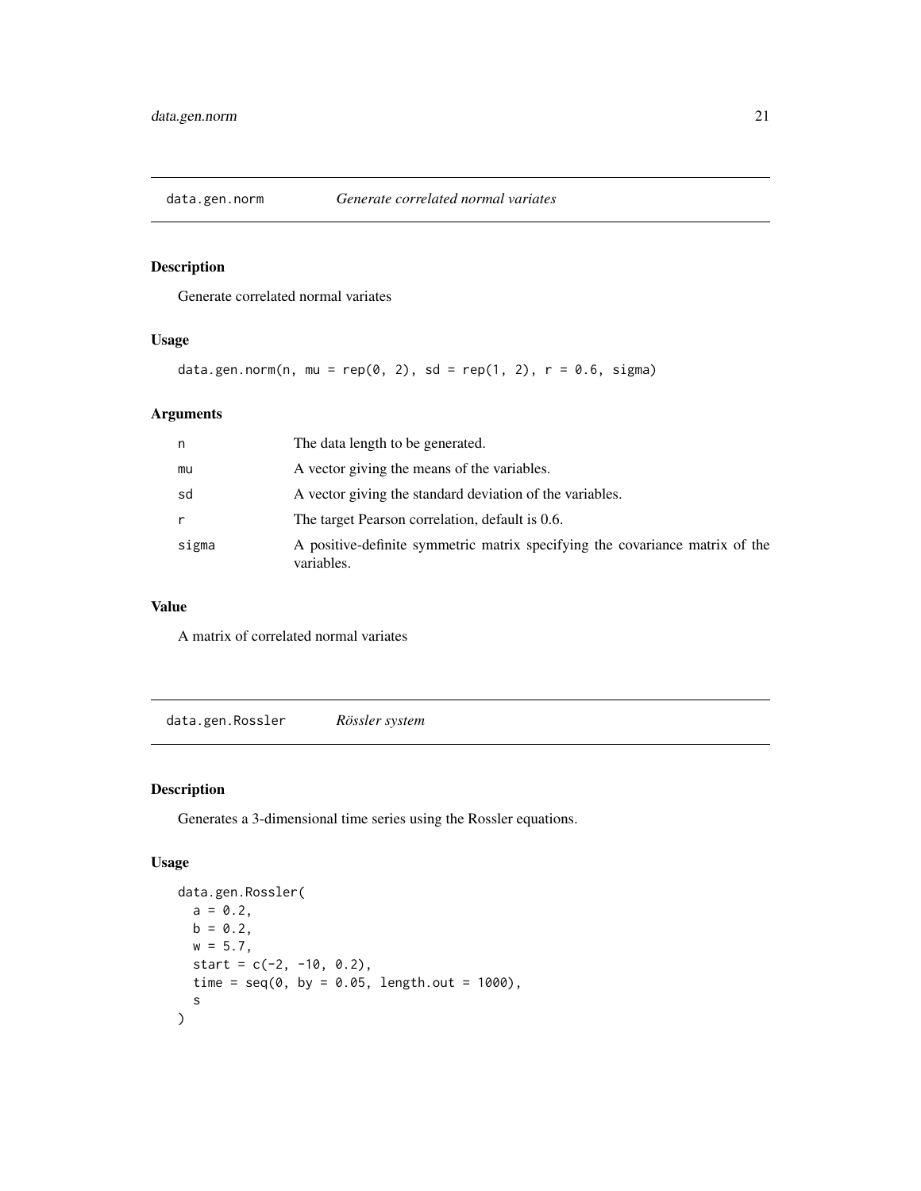## data.gen.norm — *Generate correlated normal variates*

### Description

Generate correlated normal variates

### Usage

```
data.gen.norm(n, mu = rep(0, 2), sd = rep(1, 2), r = 0.6, sigma)
```

### Arguments

| | |
|---|---|
| n | The data length to be generated. |
| mu | A vector giving the means of the variables. |
| sd | A vector giving the standard deviation of the variables. |
| r | The target Pearson correlation, default is 0.6. |
| sigma | A positive-definite symmetric matrix specifying the covariance matrix of the variables. |

### Value

A matrix of correlated normal variates

## data.gen.Rossler — *Rössler system*

### Description

Generates a 3-dimensional time series using the Rossler equations.

### Usage

```
data.gen.Rossler(
  a = 0.2,
  b = 0.2,
  w = 5.7,
  start = c(-2, -10, 0.2),
  time = seq(0, by = 0.05, length.out = 1000),
  s
)
```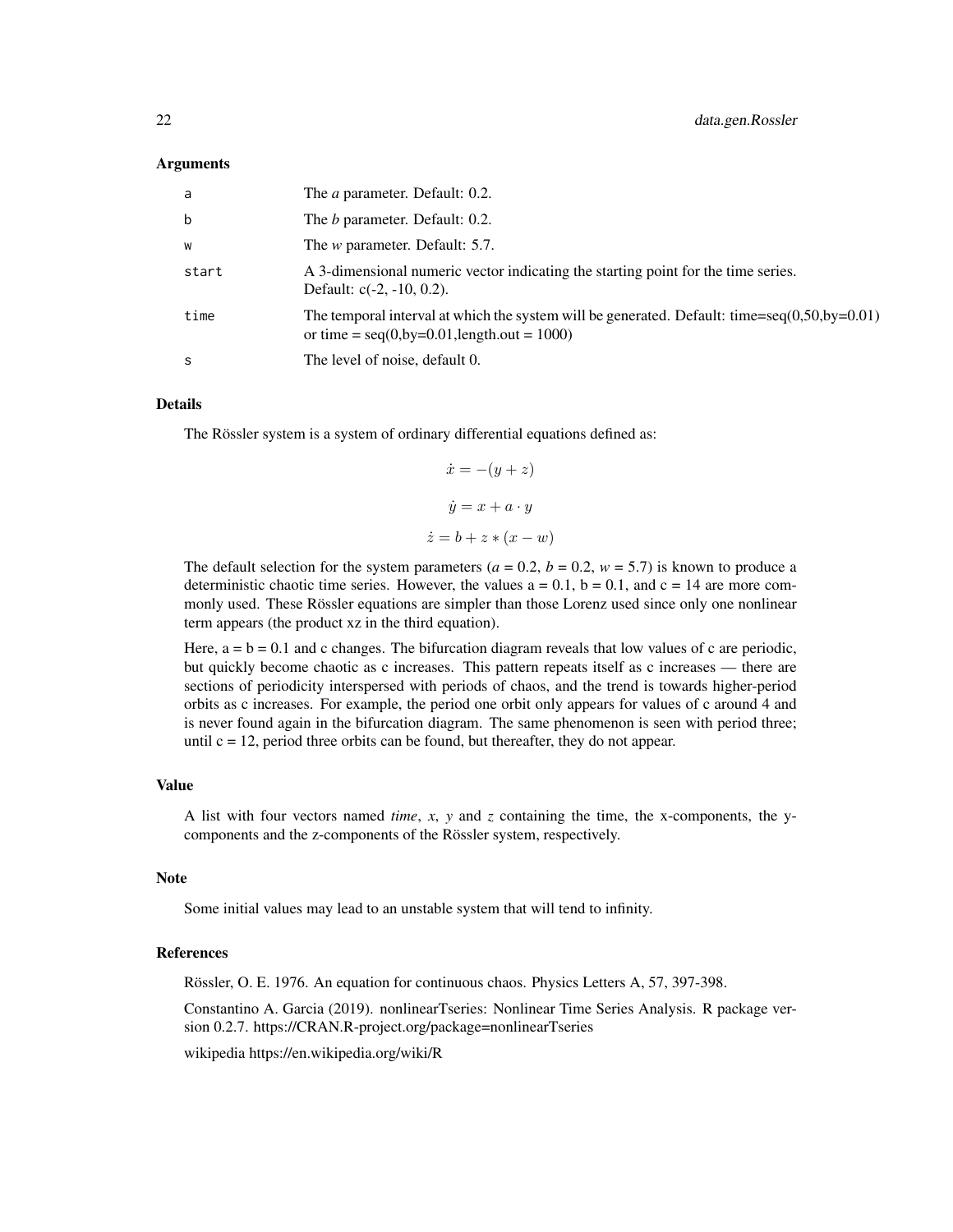### Arguments

| | |
|---|---|
| a | The *a* parameter. Default: 0.2. |
| b | The *b* parameter. Default: 0.2. |
| w | The *w* parameter. Default: 5.7. |
| start | A 3-dimensional numeric vector indicating the starting point for the time series. Default: c(-2, -10, 0.2). |
| time | The temporal interval at which the system will be generated. Default: time=seq(0,50,by=0.01) or time = seq(0,by=0.01,length.out = 1000) |
| s | The level of noise, default 0. |

### Details

The Rössler system is a system of ordinary differential equations defined as:

$$\dot{x} = -(y + z)$$

$$\dot{y} = x + a \cdot y$$

$$\dot{z} = b + z * (x - w)$$

The default selection for the system parameters ($a = 0.2$, $b = 0.2$, $w = 5.7$) is known to produce a deterministic chaotic time series. However, the values a = 0.1, b = 0.1, and c = 14 are more commonly used. These Rössler equations are simpler than those Lorenz used since only one nonlinear term appears (the product xz in the third equation).

Here, a = b = 0.1 and c changes. The bifurcation diagram reveals that low values of c are periodic, but quickly become chaotic as c increases. This pattern repeats itself as c increases — there are sections of periodicity interspersed with periods of chaos, and the trend is towards higher-period orbits as c increases. For example, the period one orbit only appears for values of c around 4 and is never found again in the bifurcation diagram. The same phenomenon is seen with period three; until c = 12, period three orbits can be found, but thereafter, they do not appear.

### Value

A list with four vectors named *time*, *x*, *y* and *z* containing the time, the x-components, the y-components and the z-components of the Rössler system, respectively.

### Note

Some initial values may lead to an unstable system that will tend to infinity.

### References

Rössler, O. E. 1976. An equation for continuous chaos. Physics Letters A, 57, 397-398.

Constantino A. Garcia (2019). nonlinearTseries: Nonlinear Time Series Analysis. R package version 0.2.7. https://CRAN.R-project.org/package=nonlinearTseries

wikipedia https://en.wikipedia.org/wiki/R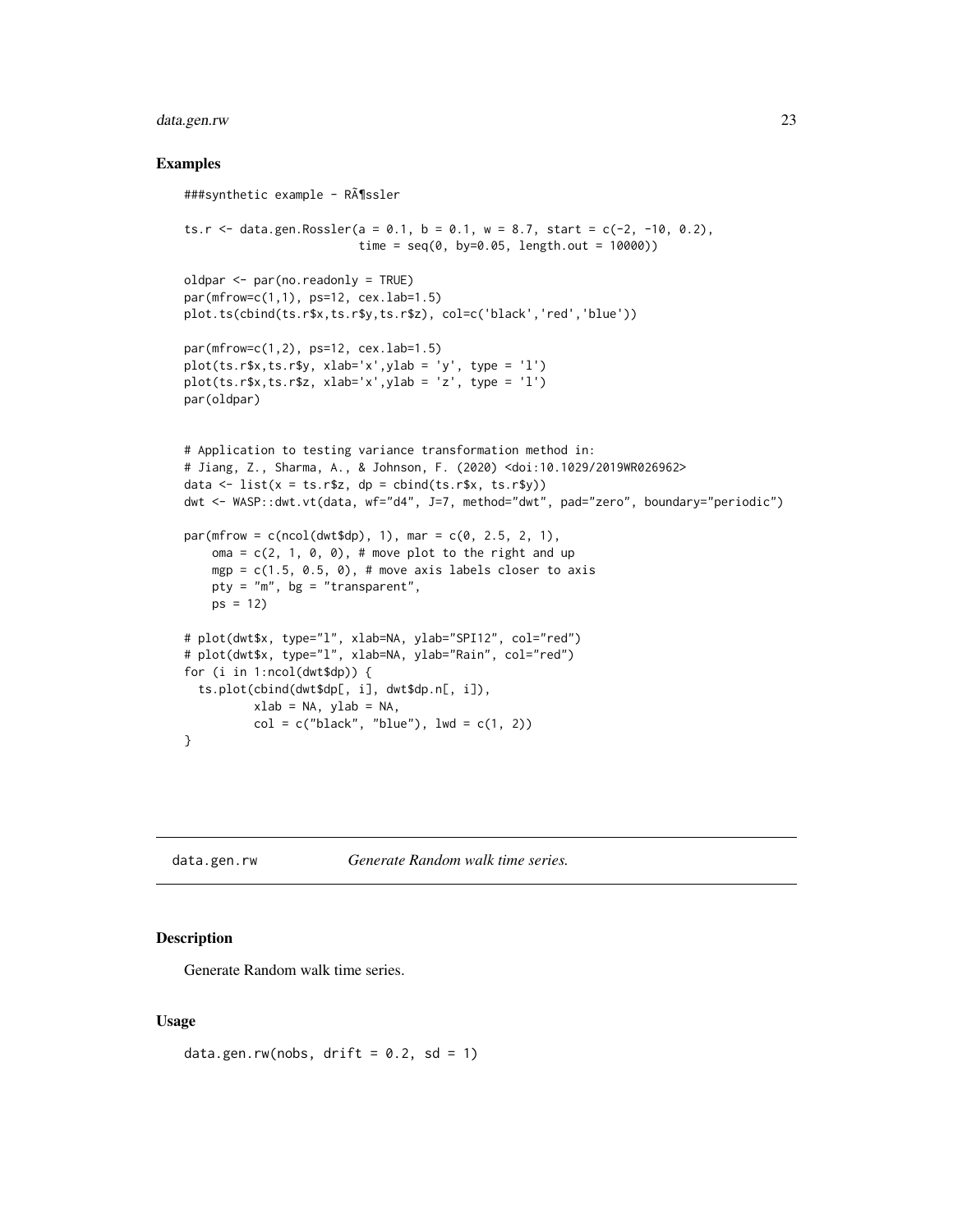## Examples

```
###synthetic example - RÃ¶ssler

ts.r <- data.gen.Rossler(a = 0.1, b = 0.1, w = 8.7, start = c(-2, -10, 0.2),
                         time = seq(0, by=0.05, length.out = 10000))

oldpar <- par(no.readonly = TRUE)
par(mfrow=c(1,1), ps=12, cex.lab=1.5)
plot.ts(cbind(ts.r$x,ts.r$y,ts.r$z), col=c('black','red','blue'))

par(mfrow=c(1,2), ps=12, cex.lab=1.5)
plot(ts.r$x,ts.r$y, xlab='x',ylab = 'y', type = 'l')
plot(ts.r$x,ts.r$z, xlab='x',ylab = 'z', type = 'l')
par(oldpar)


# Application to testing variance transformation method in:
# Jiang, Z., Sharma, A., & Johnson, F. (2020) <doi:10.1029/2019WR026962>
data <- list(x = ts.r$z, dp = cbind(ts.r$x, ts.r$y))
dwt <- WASP::dwt.vt(data, wf="d4", J=7, method="dwt", pad="zero", boundary="periodic")

par(mfrow = c(ncol(dwt$dp), 1), mar = c(0, 2.5, 2, 1),
    oma = c(2, 1, 0, 0), # move plot to the right and up
    mgp = c(1.5, 0.5, 0), # move axis labels closer to axis
    pty = "m", bg = "transparent",
    ps = 12)

# plot(dwt$x, type="l", xlab=NA, ylab="SPI12", col="red")
# plot(dwt$x, type="l", xlab=NA, ylab="Rain", col="red")
for (i in 1:ncol(dwt$dp)) {
  ts.plot(cbind(dwt$dp[, i], dwt$dp.n[, i]),
          xlab = NA, ylab = NA,
          col = c("black", "blue"), lwd = c(1, 2))
}
```

---

## data.gen.rw — *Generate Random walk time series.*

### Description

Generate Random walk time series.

### Usage

```
data.gen.rw(nobs, drift = 0.2, sd = 1)
```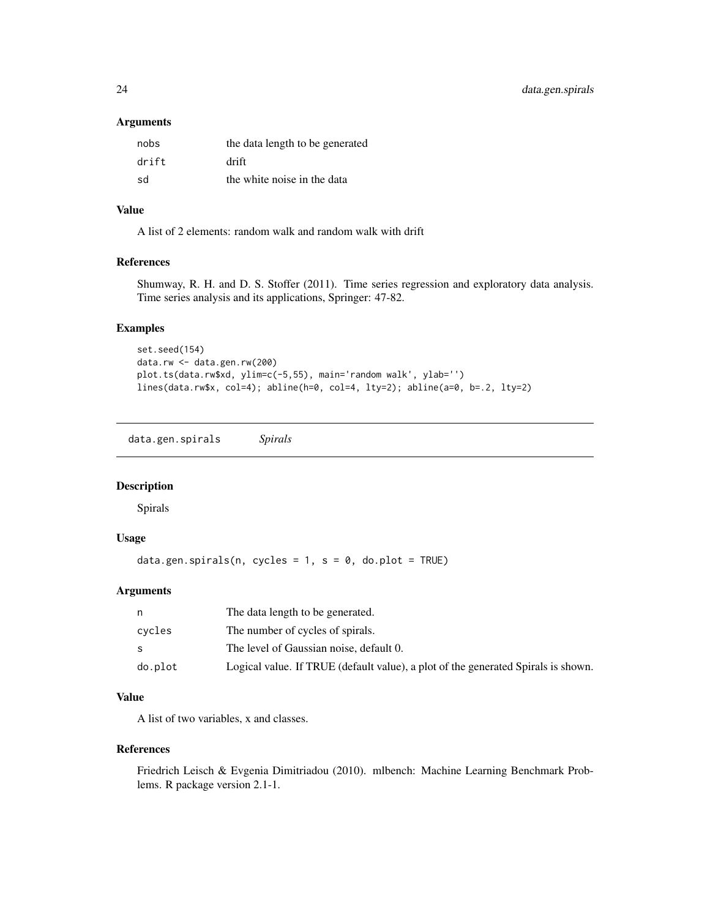### Arguments

| | |
|---|---|
| nobs | the data length to be generated |
| drift | drift |
| sd | the white noise in the data |

### Value

A list of 2 elements: random walk and random walk with drift

### References

Shumway, R. H. and D. S. Stoffer (2011). Time series regression and exploratory data analysis. Time series analysis and its applications, Springer: 47-82.

### Examples

```
set.seed(154)
data.rw <- data.gen.rw(200)
plot.ts(data.rw$xd, ylim=c(-5,55), main='random walk', ylab='')
lines(data.rw$x, col=4); abline(h=0, col=4, lty=2); abline(a=0, b=.2, lty=2)
```

---

## data.gen.spirals *Spirals*

### Description

Spirals

### Usage

```
data.gen.spirals(n, cycles = 1, s = 0, do.plot = TRUE)
```

### Arguments

| | |
|---|---|
| n | The data length to be generated. |
| cycles | The number of cycles of spirals. |
| s | The level of Gaussian noise, default 0. |
| do.plot | Logical value. If TRUE (default value), a plot of the generated Spirals is shown. |

### Value

A list of two variables, x and classes.

### References

Friedrich Leisch & Evgenia Dimitriadou (2010). mlbench: Machine Learning Benchmark Problems. R package version 2.1-1.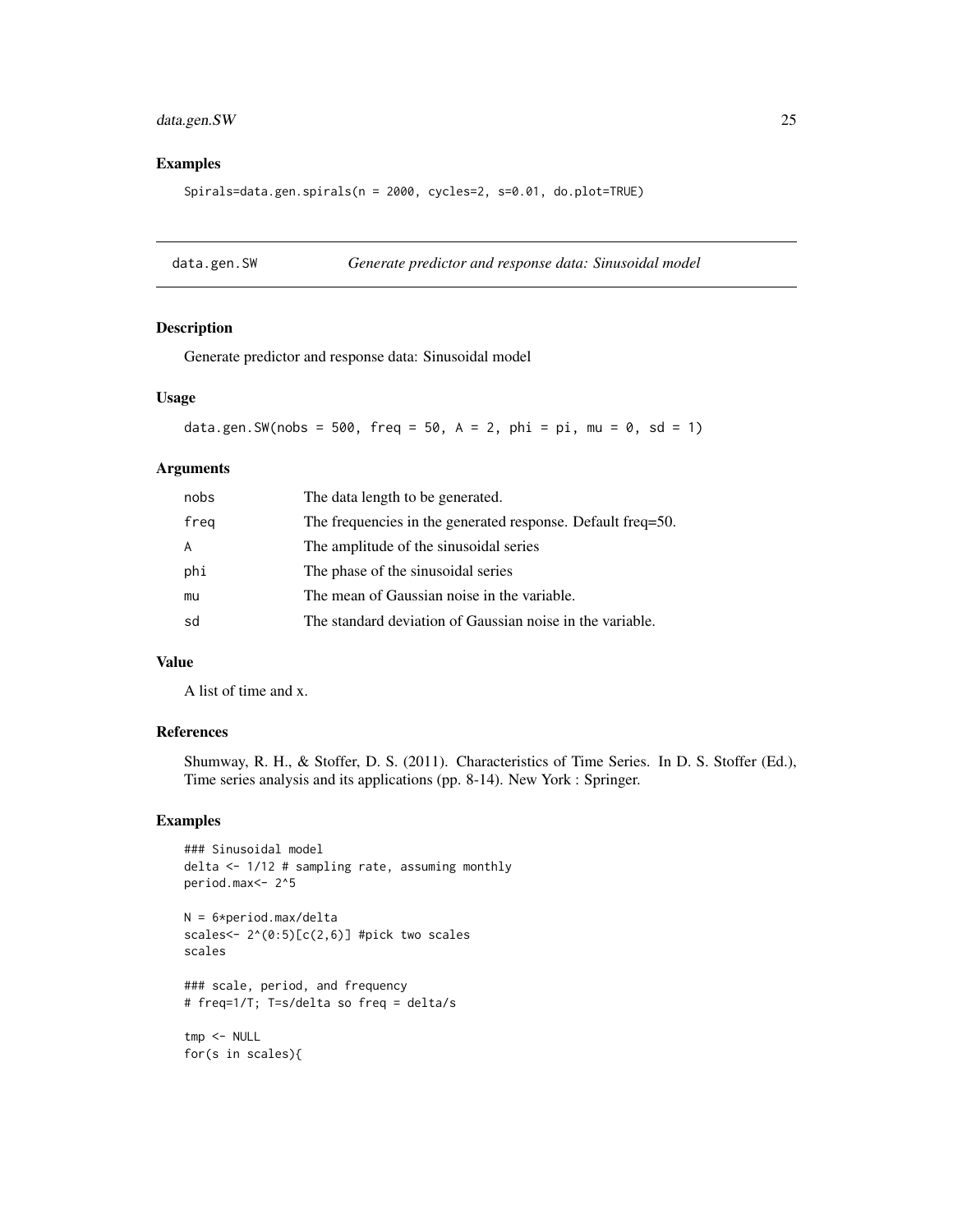## Examples

```
Spirals=data.gen.spirals(n = 2000, cycles=2, s=0.01, do.plot=TRUE)
```

---

## data.gen.SW *Generate predictor and response data: Sinusoidal model*

### Description

Generate predictor and response data: Sinusoidal model

### Usage

```
data.gen.SW(nobs = 500, freq = 50, A = 2, phi = pi, mu = 0, sd = 1)
```

### Arguments

| | |
|---|---|
| nobs | The data length to be generated. |
| freq | The frequencies in the generated response. Default freq=50. |
| A | The amplitude of the sinusoidal series |
| phi | The phase of the sinusoidal series |
| mu | The mean of Gaussian noise in the variable. |
| sd | The standard deviation of Gaussian noise in the variable. |

### Value

A list of time and x.

### References

Shumway, R. H., & Stoffer, D. S. (2011). Characteristics of Time Series. In D. S. Stoffer (Ed.), Time series analysis and its applications (pp. 8-14). New York : Springer.

### Examples

```
### Sinusoidal model
delta <- 1/12 # sampling rate, assuming monthly
period.max<- 2^5

N = 6*period.max/delta
scales<- 2^(0:5)[c(2,6)] #pick two scales
scales

### scale, period, and frequency
# freq=1/T; T=s/delta so freq = delta/s

tmp <- NULL
for(s in scales){
```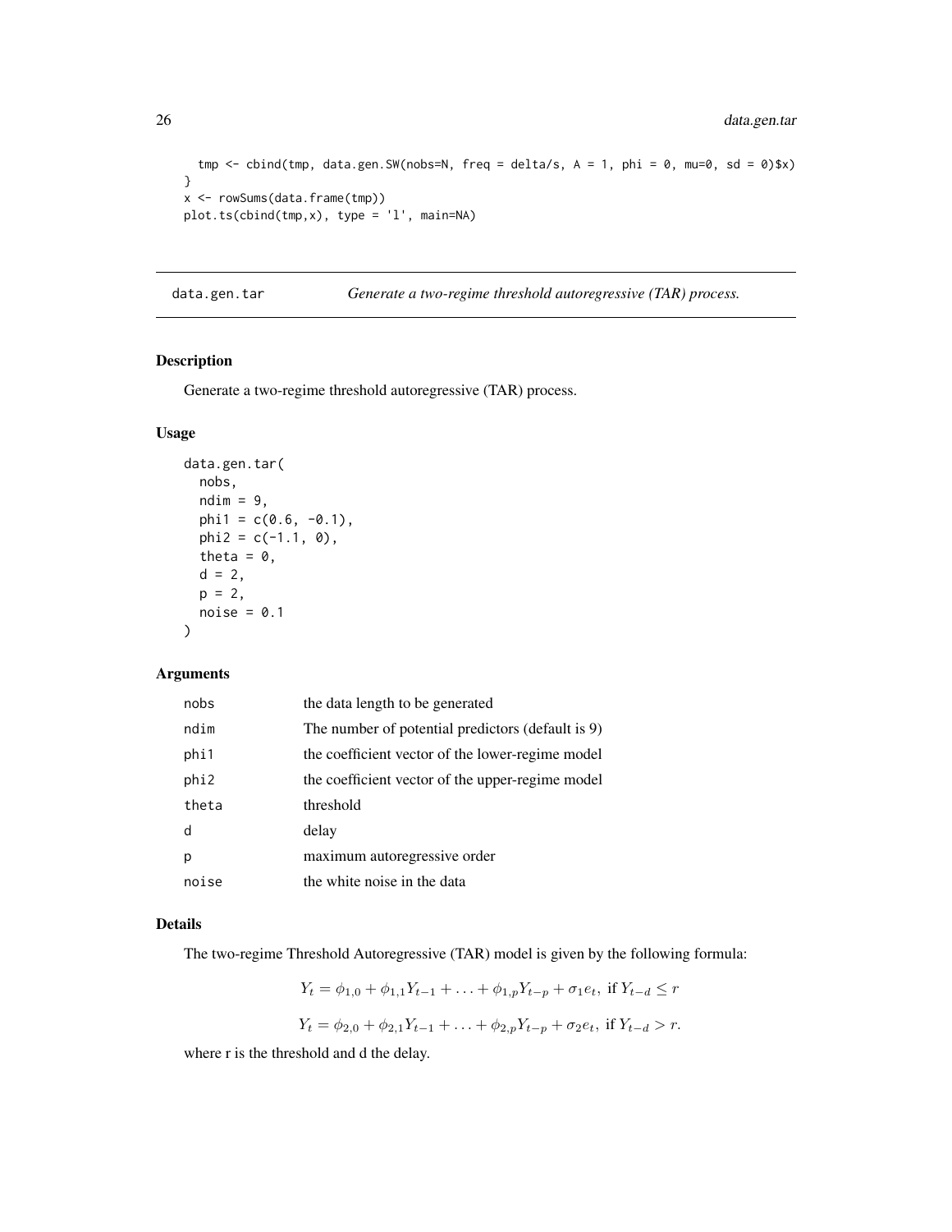```
  tmp <- cbind(tmp, data.gen.SW(nobs=N, freq = delta/s, A = 1, phi = 0, mu=0, sd = 0)$x)
}
x <- rowSums(data.frame(tmp))
plot.ts(cbind(tmp,x), type = 'l', main=NA)
```

## data.gen.tar — *Generate a two-regime threshold autoregressive (TAR) process.*

### Description

Generate a two-regime threshold autoregressive (TAR) process.

### Usage

```
data.gen.tar(
  nobs,
  ndim = 9,
  phi1 = c(0.6, -0.1),
  phi2 = c(-1.1, 0),
  theta = 0,
  d = 2,
  p = 2,
  noise = 0.1
)
```

### Arguments

| | |
|---|---|
| nobs | the data length to be generated |
| ndim | The number of potential predictors (default is 9) |
| phi1 | the coefficient vector of the lower-regime model |
| phi2 | the coefficient vector of the upper-regime model |
| theta | threshold |
| d | delay |
| p | maximum autoregressive order |
| noise | the white noise in the data |

### Details

The two-regime Threshold Autoregressive (TAR) model is given by the following formula:

$$Y_t = \phi_{1,0} + \phi_{1,1} Y_{t-1} + \ldots + \phi_{1,p} Y_{t-p} + \sigma_1 e_t, \text{ if } Y_{t-d} \le r$$

$$Y_t = \phi_{2,0} + \phi_{2,1} Y_{t-1} + \ldots + \phi_{2,p} Y_{t-p} + \sigma_2 e_t, \text{ if } Y_{t-d} > r.$$

where r is the threshold and d the delay.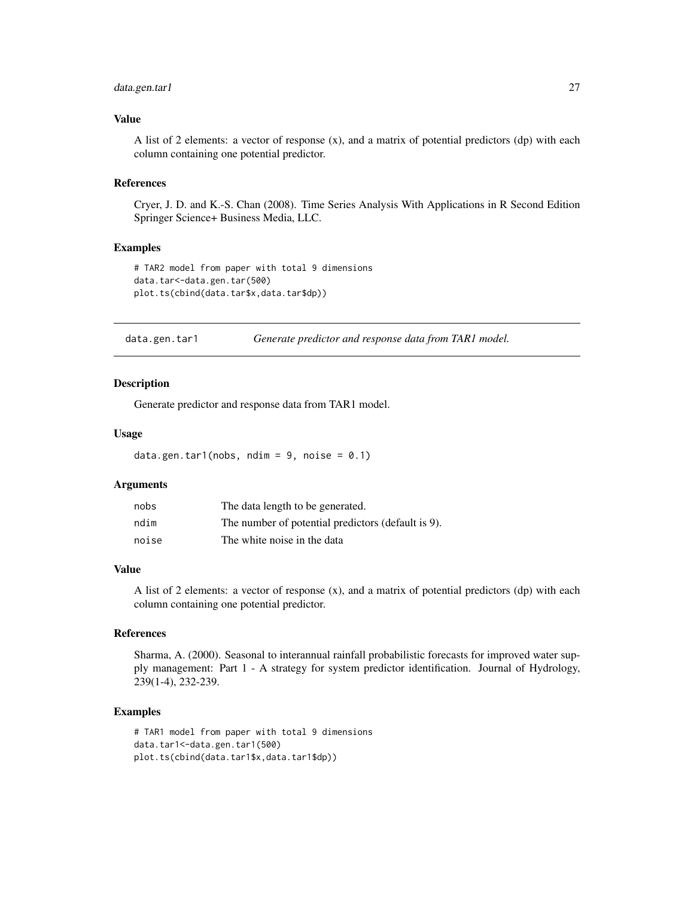### Value

A list of 2 elements: a vector of response (x), and a matrix of potential predictors (dp) with each column containing one potential predictor.

### References

Cryer, J. D. and K.-S. Chan (2008). Time Series Analysis With Applications in R Second Edition Springer Science+ Business Media, LLC.

### Examples

```
# TAR2 model from paper with total 9 dimensions
data.tar<-data.gen.tar(500)
plot.ts(cbind(data.tar$x,data.tar$dp))
```

---

## data.gen.tar1 — *Generate predictor and response data from TAR1 model.*

---

### Description

Generate predictor and response data from TAR1 model.

### Usage

```
data.gen.tar1(nobs, ndim = 9, noise = 0.1)
```

### Arguments

| | |
|---|---|
| nobs | The data length to be generated. |
| ndim | The number of potential predictors (default is 9). |
| noise | The white noise in the data |

### Value

A list of 2 elements: a vector of response (x), and a matrix of potential predictors (dp) with each column containing one potential predictor.

### References

Sharma, A. (2000). Seasonal to interannual rainfall probabilistic forecasts for improved water supply management: Part 1 - A strategy for system predictor identification. Journal of Hydrology, 239(1-4), 232-239.

### Examples

```
# TAR1 model from paper with total 9 dimensions
data.tar1<-data.gen.tar1(500)
plot.ts(cbind(data.tar1$x,data.tar1$dp))
```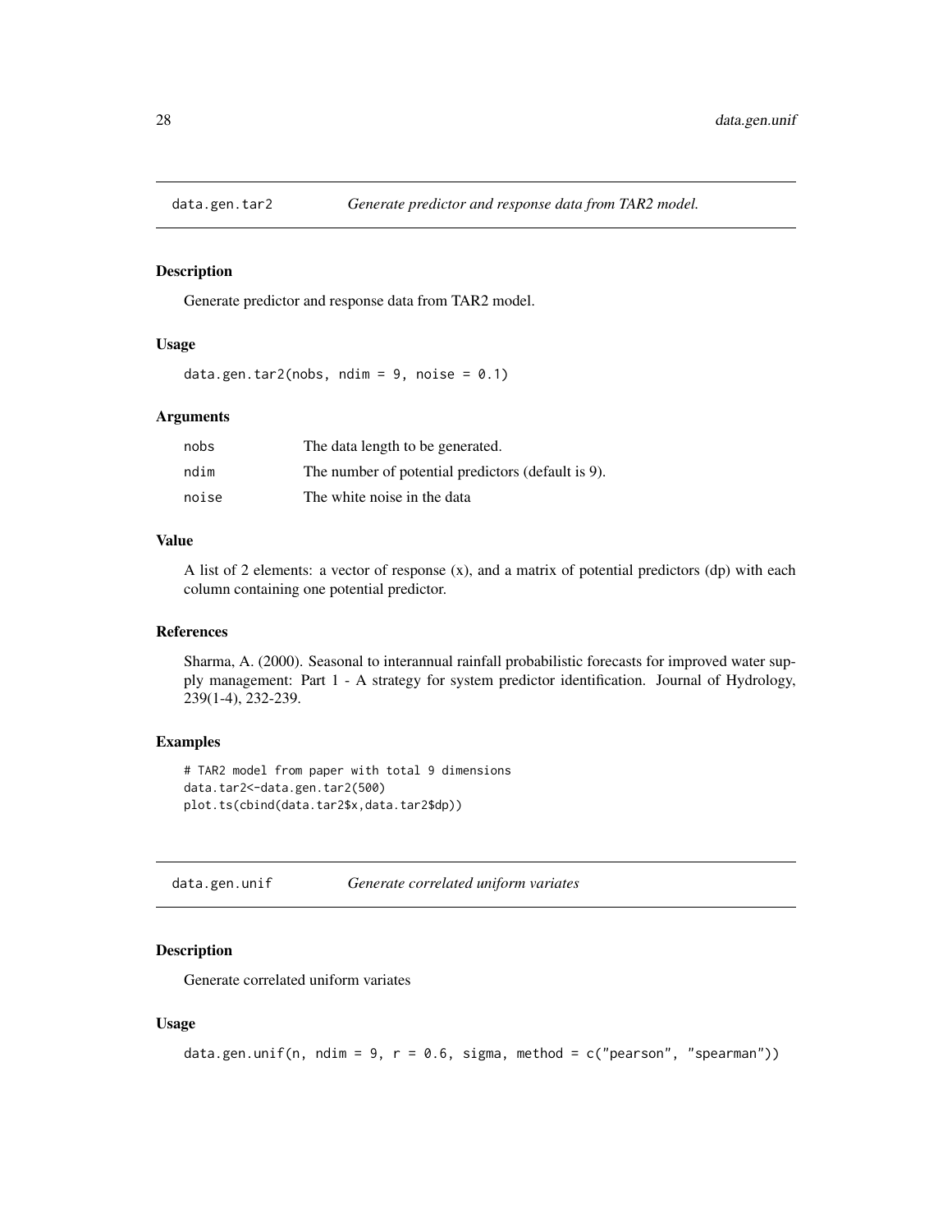## data.gen.tar2 — *Generate predictor and response data from TAR2 model.*

### Description

Generate predictor and response data from TAR2 model.

### Usage

```
data.gen.tar2(nobs, ndim = 9, noise = 0.1)
```

### Arguments

| | |
|---|---|
| nobs | The data length to be generated. |
| ndim | The number of potential predictors (default is 9). |
| noise | The white noise in the data |

### Value

A list of 2 elements: a vector of response (x), and a matrix of potential predictors (dp) with each column containing one potential predictor.

### References

Sharma, A. (2000). Seasonal to interannual rainfall probabilistic forecasts for improved water supply management: Part 1 - A strategy for system predictor identification. Journal of Hydrology, 239(1-4), 232-239.

### Examples

```
# TAR2 model from paper with total 9 dimensions
data.tar2<-data.gen.tar2(500)
plot.ts(cbind(data.tar2$x,data.tar2$dp))
```

## data.gen.unif — *Generate correlated uniform variates*

### Description

Generate correlated uniform variates

### Usage

```
data.gen.unif(n, ndim = 9, r = 0.6, sigma, method = c("pearson", "spearman"))
```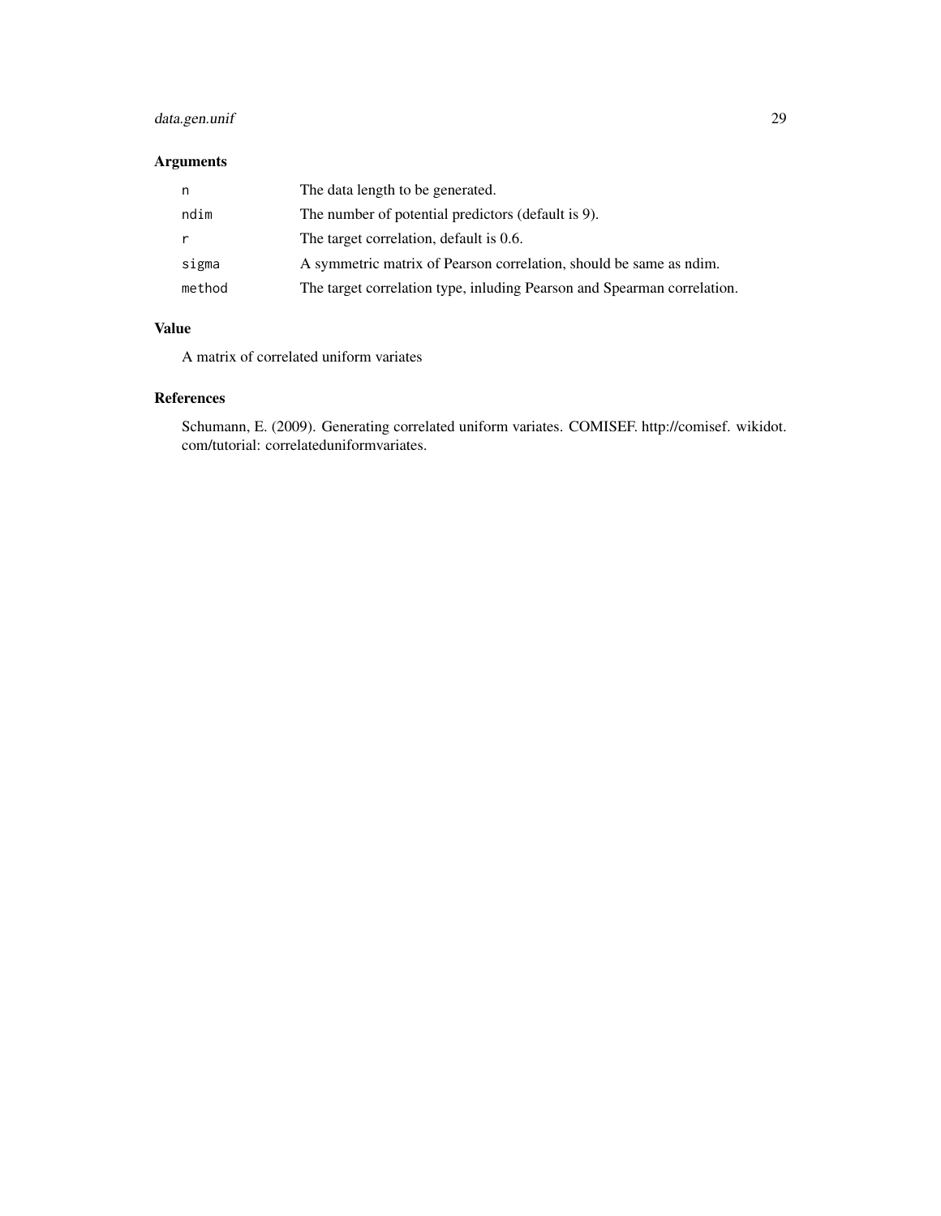## Arguments

| | |
|---|---|
| n | The data length to be generated. |
| ndim | The number of potential predictors (default is 9). |
| r | The target correlation, default is 0.6. |
| sigma | A symmetric matrix of Pearson correlation, should be same as ndim. |
| method | The target correlation type, inluding Pearson and Spearman correlation. |

## Value

A matrix of correlated uniform variates

## References

Schumann, E. (2009). Generating correlated uniform variates. COMISEF. http://comisef. wikidot. com/tutorial: correlateduniformvariates.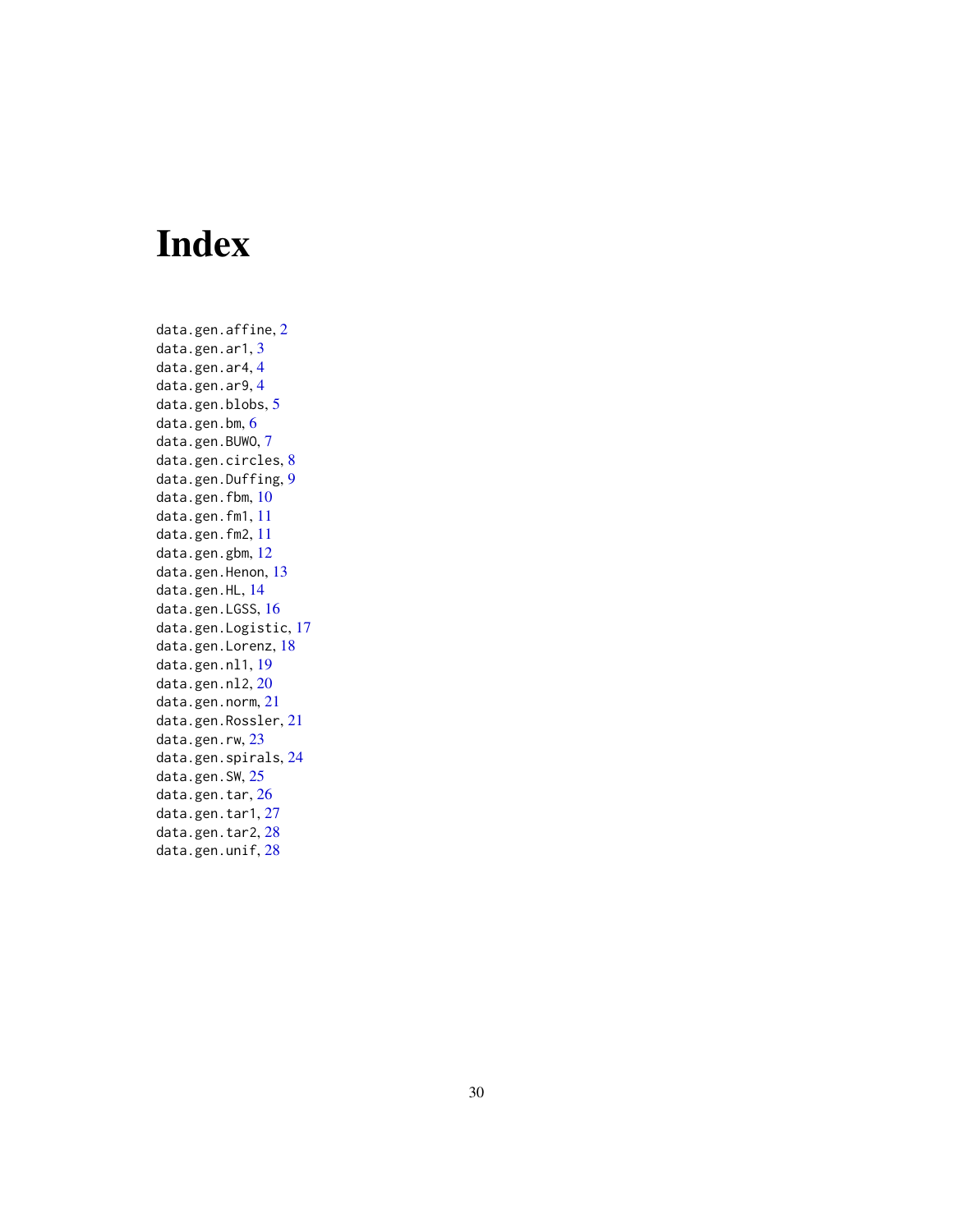# Index

data.gen.affine, 2
data.gen.ar1, 3
data.gen.ar4, 4
data.gen.ar9, 4
data.gen.blobs, 5
data.gen.bm, 6
data.gen.BUWO, 7
data.gen.circles, 8
data.gen.Duffing, 9
data.gen.fbm, 10
data.gen.fm1, 11
data.gen.fm2, 11
data.gen.gbm, 12
data.gen.Henon, 13
data.gen.HL, 14
data.gen.LGSS, 16
data.gen.Logistic, 17
data.gen.Lorenz, 18
data.gen.nl1, 19
data.gen.nl2, 20
data.gen.norm, 21
data.gen.Rossler, 21
data.gen.rw, 23
data.gen.spirals, 24
data.gen.SW, 25
data.gen.tar, 26
data.gen.tar1, 27
data.gen.tar2, 28
data.gen.unif, 28